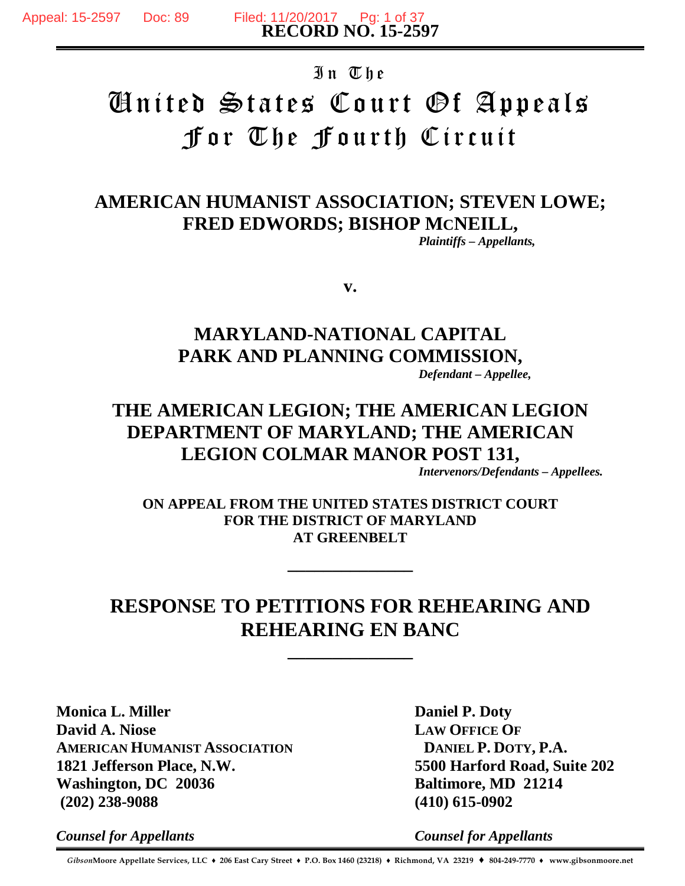**RECORD NO. 15-2597**

In The

# United States Court Of Appeals For The Fourth Circuit

**AMERICAN HUMANIST ASSOCIATION; STEVEN LOWE; FRED EDWORDS; BISHOP McNEILL,**

*Plaintiffs – Appellants,*

**v.**

**MARYLAND-NATIONAL CAPITAL PARK AND PLANNING COMMISSION,**

*Defendant – Appellee,*

**THE AMERICAN LEGION; THE AMERICAN LEGION DEPARTMENT OF MARYLAND; THE AMERICAN LEGION COLMAR MANOR POST 131,**

*Intervenors/Defendants – Appellees.*

**ON APPEAL FROM THE UNITED STATES DISTRICT COURT FOR THE DISTRICT OF MARYLAND AT GREENBELT**

---

## RESPONSE TO PETITIONS FOR REHEARING AND REHEARING EN BANC

---

**Monica L. Miller**
**David A. Niose**
**AMERICAN HUMANIST ASSOCIATION**
**1821 Jefferson Place, N.W.**
**Washington, DC 20036**
**(202) 238-9088**

*Counsel for Appellants*

**Daniel P. Doty**
**LAW OFFICE OF DANIEL P. DOTY, P.A.**
**5500 Harford Road, Suite 202**
**Baltimore, MD 21214**
**(410) 615-0902**

*Counsel for Appellants*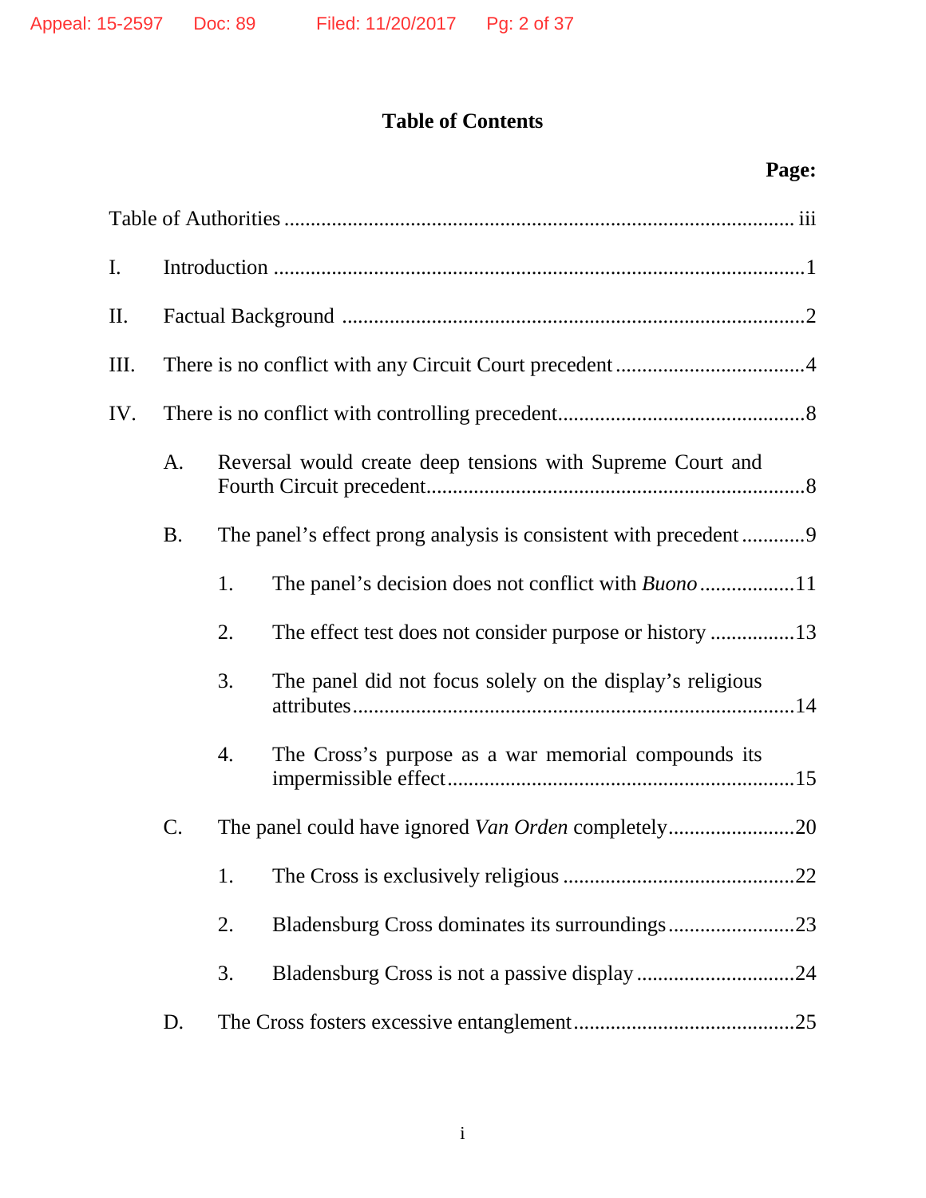## Table of Contents

**Page:**

Table of Authorities ........................................................................................ iii

I. Introduction .................................................................................................1

II. Factual Background ......................................................................................2

III. There is no conflict with any Circuit Court precedent ....................................4

IV. There is no conflict with controlling precedent...............................................8

  A. Reversal would create deep tensions with Supreme Court and Fourth Circuit precedent.......................................................................8

  B. The panel's effect prong analysis is consistent with precedent ............9

    1. The panel's decision does not conflict with *Buono* ..................11

    2. The effect test does not consider purpose or history ................13

    3. The panel did not focus solely on the display's religious attributes..................................................................................14

    4. The Cross's purpose as a war memorial compounds its impermissible effect.................................................................15

  C. The panel could have ignored *Van Orden* completely........................20

    1. The Cross is exclusively religious ............................................22

    2. Bladensburg Cross dominates its surroundings........................23

    3. Bladensburg Cross is not a passive display ..............................24

  D. The Cross fosters excessive entanglement..........................................25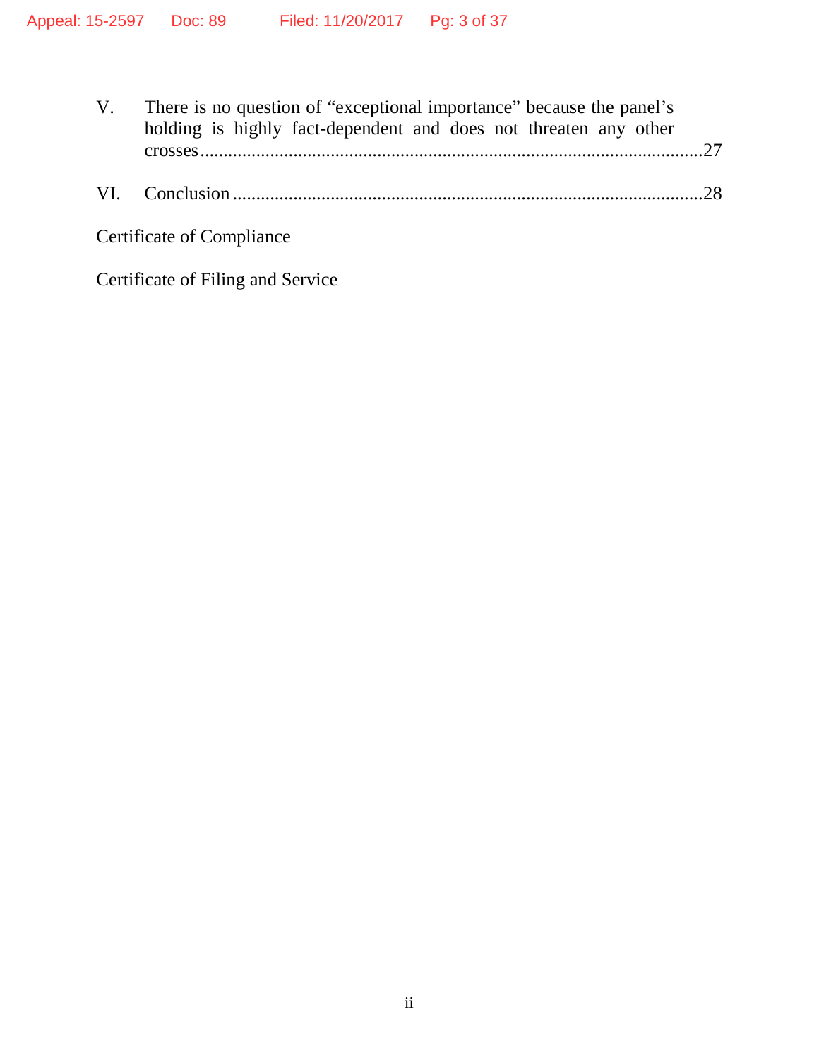V. There is no question of "exceptional importance" because the panel's holding is highly fact-dependent and does not threaten any other crosses ..... 27

VI. Conclusion ..... 28

Certificate of Compliance

Certificate of Filing and Service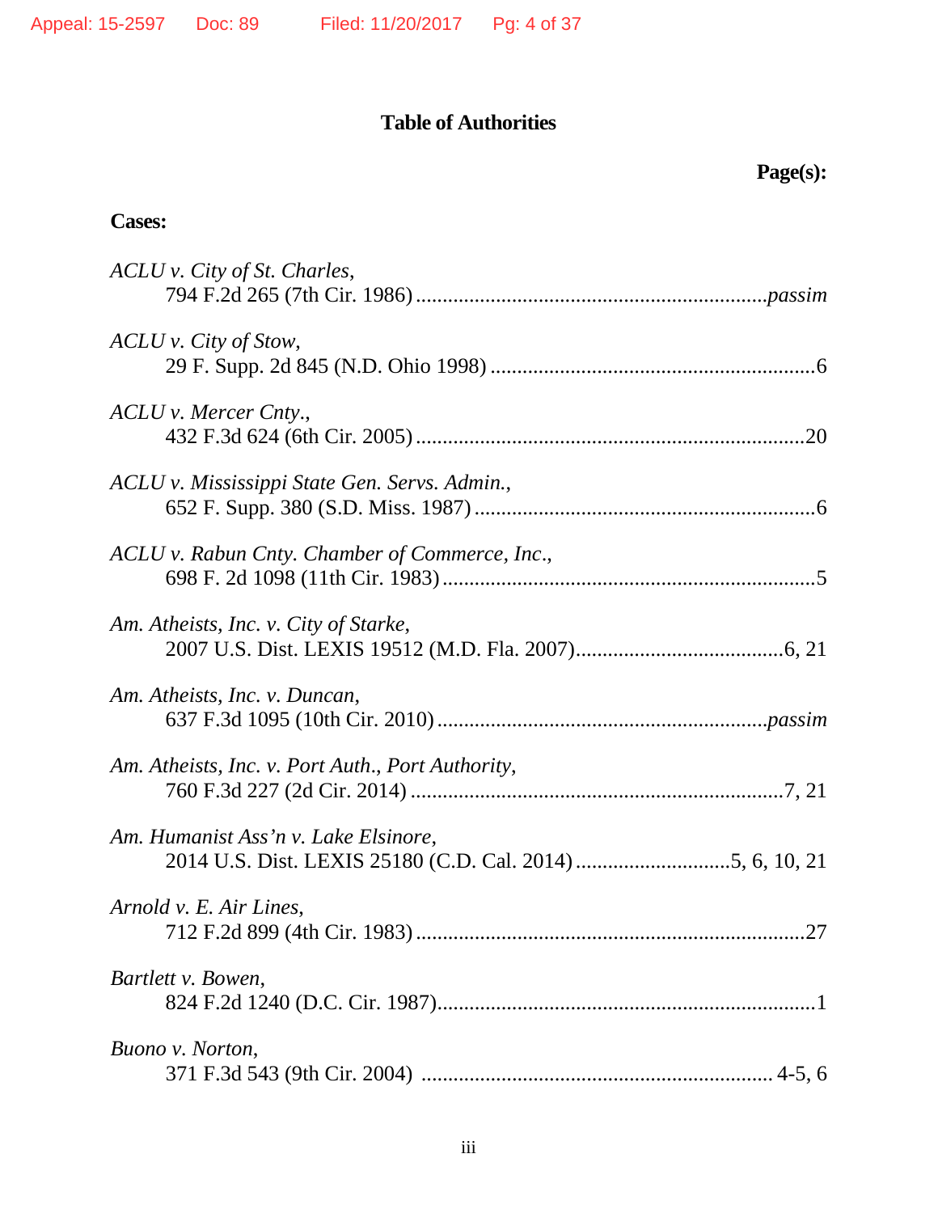# Table of Authorities

**Page(s):**

**Cases:**

*ACLU v. City of St. Charles*,
794 F.2d 265 (7th Cir. 1986) ........................................................... *passim*

*ACLU v. City of Stow*,
29 F. Supp. 2d 845 (N.D. Ohio 1998) ........................................................... 6

*ACLU v. Mercer Cnty.*,
432 F.3d 624 (6th Cir. 2005) ........................................................... 20

*ACLU v. Mississippi State Gen. Servs. Admin.*,
652 F. Supp. 380 (S.D. Miss. 1987) ........................................................... 6

*ACLU v. Rabun Cnty. Chamber of Commerce, Inc.*,
698 F. 2d 1098 (11th Cir. 1983) ........................................................... 5

*Am. Atheists, Inc. v. City of Starke*,
2007 U.S. Dist. LEXIS 19512 (M.D. Fla. 2007) ........................................ 6, 21

*Am. Atheists, Inc. v. Duncan*,
637 F.3d 1095 (10th Cir. 2010) ........................................................... *passim*

*Am. Atheists, Inc. v. Port Auth., Port Authority*,
760 F.3d 227 (2d Cir. 2014) ........................................................... 7, 21

*Am. Humanist Ass'n v. Lake Elsinore*,
2014 U.S. Dist. LEXIS 25180 (C.D. Cal. 2014) ........................................ 5, 6, 10, 21

*Arnold v. E. Air Lines*,
712 F.2d 899 (4th Cir. 1983) ........................................................... 27

*Bartlett v. Bowen*,
824 F.2d 1240 (D.C. Cir. 1987) ........................................................... 1

*Buono v. Norton*,
371 F.3d 543 (9th Cir. 2004) ........................................................... 4-5, 6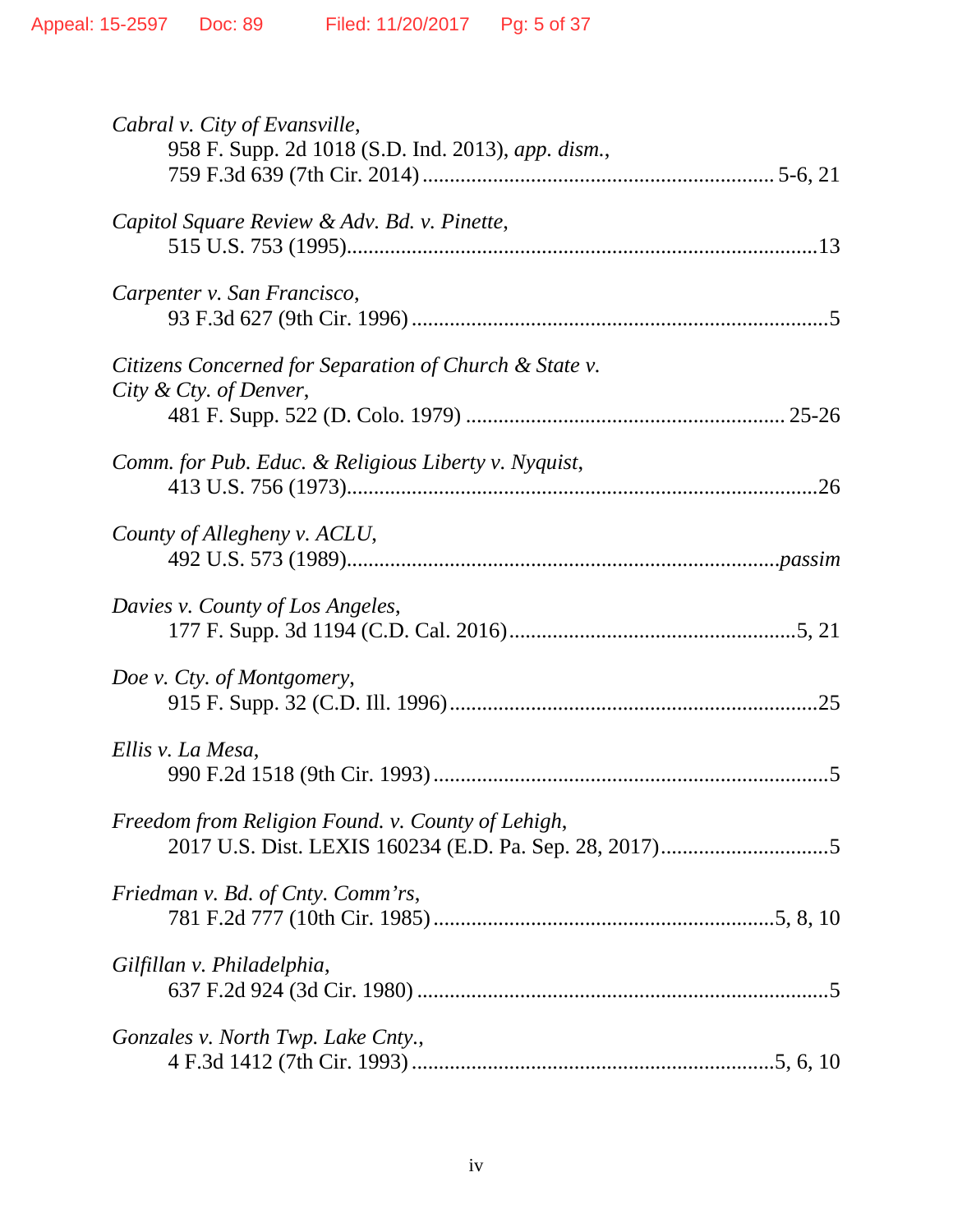*Cabral v. City of Evansville*,
958 F. Supp. 2d 1018 (S.D. Ind. 2013), *app. dism.*,
759 F.3d 639 (7th Cir. 2014) ................................................................ 5-6, 21

*Capitol Square Review & Adv. Bd. v. Pinette*,
515 U.S. 753 (1995).......................................................................................13

*Carpenter v. San Francisco*,
93 F.3d 627 (9th Cir. 1996) .............................................................................5

*Citizens Concerned for Separation of Church & State v. City & Cty. of Denver*,
481 F. Supp. 522 (D. Colo. 1979) .......................................................... 25-26

*Comm. for Pub. Educ. & Religious Liberty v. Nyquist*,
413 U.S. 756 (1973).......................................................................................26

*County of Allegheny v. ACLU*,
492 U.S. 573 (1989)...............................................................................*passim*

*Davies v. County of Los Angeles*,
177 F. Supp. 3d 1194 (C.D. Cal. 2016).....................................................5, 21

*Doe v. Cty. of Montgomery*,
915 F. Supp. 32 (C.D. Ill. 1996) ....................................................................25

*Ellis v. La Mesa*,
990 F.2d 1518 (9th Cir. 1993) .........................................................................5

*Freedom from Religion Found. v. County of Lehigh*,
2017 U.S. Dist. LEXIS 160234 (E.D. Pa. Sep. 28, 2017)...............................5

*Friedman v. Bd. of Cnty. Comm'rs*,
781 F.2d 777 (10th Cir. 1985) .............................................................5, 8, 10

*Gilfillan v. Philadelphia*,
637 F.2d 924 (3d Cir. 1980) ............................................................................5

*Gonzales v. North Twp. Lake Cnty.*,
4 F.3d 1412 (7th Cir. 1993) ..................................................................5, 6, 10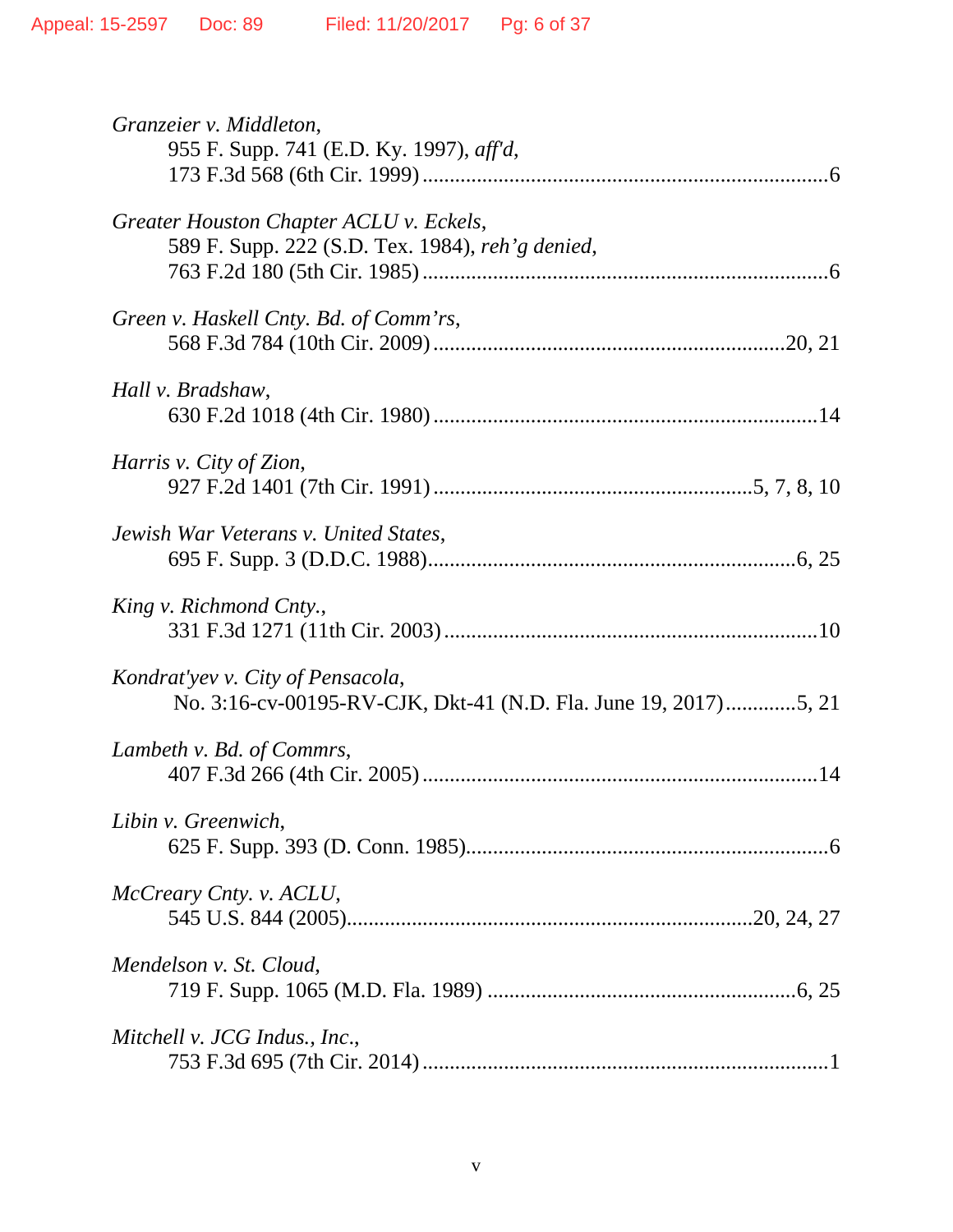*Granzeier v. Middleton*,
955 F. Supp. 741 (E.D. Ky. 1997), *aff'd*,
173 F.3d 568 (6th Cir. 1999) ..........................................................................6

*Greater Houston Chapter ACLU v. Eckels*,
589 F. Supp. 222 (S.D. Tex. 1984), *reh'g denied*,
763 F.2d 180 (5th Cir. 1985) ..........................................................................6

*Green v. Haskell Cnty. Bd. of Comm'rs*,
568 F.3d 784 (10th Cir. 2009) ................................................................20, 21

*Hall v. Bradshaw*,
630 F.2d 1018 (4th Cir. 1980) ......................................................................14

*Harris v. City of Zion*,
927 F.2d 1401 (7th Cir. 1991) .........................................................5, 7, 8, 10

*Jewish War Veterans v. United States*,
695 F. Supp. 3 (D.D.C. 1988)...................................................................6, 25

*King v. Richmond Cnty.*,
331 F.3d 1271 (11th Cir. 2003) ....................................................................10

*Kondrat'yev v. City of Pensacola*,
No. 3:16-cv-00195-RV-CJK, Dkt-41 (N.D. Fla. June 19, 2017).............5, 21

*Lambeth v. Bd. of Commrs*,
407 F.3d 266 (4th Cir. 2005) ........................................................................14

*Libin v. Greenwich*,
625 F. Supp. 393 (D. Conn. 1985)..................................................................6

*McCreary Cnty. v. ACLU*,
545 U.S. 844 (2005).......................................................................20, 24, 27

*Mendelson v. St. Cloud*,
719 F. Supp. 1065 (M.D. Fla. 1989) .........................................................6, 25

*Mitchell v. JCG Indus., Inc.*,
753 F.3d 695 (7th Cir. 2014) ..........................................................................1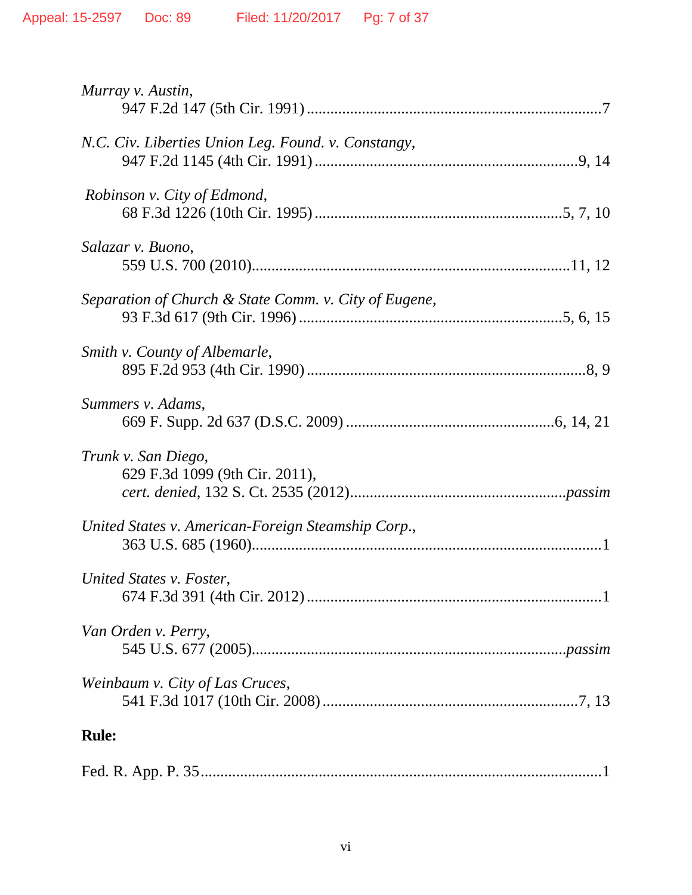*Murray v. Austin*,
947 F.2d 147 (5th Cir. 1991) ............................................................................7

*N.C. Civ. Liberties Union Leg. Found. v. Constangy*,
947 F.2d 1145 (4th Cir. 1991) ....................................................................9, 14

*Robinson v. City of Edmond*,
68 F.3d 1226 (10th Cir. 1995) ................................................................5, 7, 10

*Salazar v. Buono*,
559 U.S. 700 (2010)..................................................................................11, 12

*Separation of Church & State Comm. v. City of Eugene*,
93 F.3d 617 (9th Cir. 1996) ....................................................................5, 6, 15

*Smith v. County of Albemarle*,
895 F.2d 953 (4th Cir. 1990) ........................................................................8, 9

*Summers v. Adams*,
669 F. Supp. 2d 637 (D.S.C. 2009) ......................................................6, 14, 21

*Trunk v. San Diego*,
629 F.3d 1099 (9th Cir. 2011),
*cert. denied*, 132 S. Ct. 2535 (2012)......................................................*passim*

*United States v. American-Foreign Steamship Corp*.,
363 U.S. 685 (1960)..........................................................................................1

*United States v. Foster*,
674 F.3d 391 (4th Cir. 2012) ............................................................................1

*Van Orden v. Perry*,
545 U.S. 677 (2005)...............................................................................*passim*

*Weinbaum v. City of Las Cruces*,
541 F.3d 1017 (10th Cir. 2008) ..................................................................7, 13

**Rule:**

Fed. R. App. P. 35.......................................................................................................1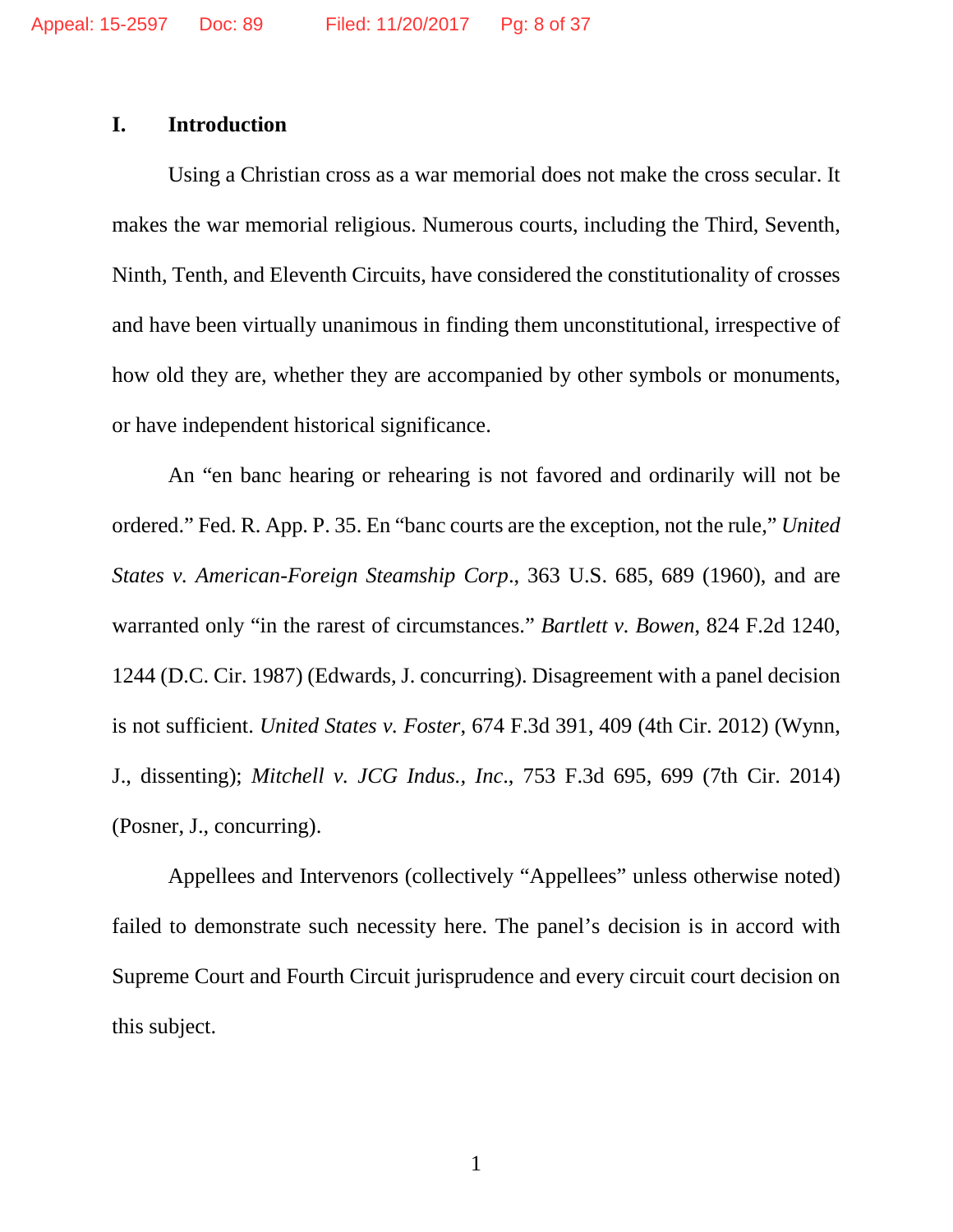## I. Introduction

Using a Christian cross as a war memorial does not make the cross secular. It makes the war memorial religious. Numerous courts, including the Third, Seventh, Ninth, Tenth, and Eleventh Circuits, have considered the constitutionality of crosses and have been virtually unanimous in finding them unconstitutional, irrespective of how old they are, whether they are accompanied by other symbols or monuments, or have independent historical significance.

An "en banc hearing or rehearing is not favored and ordinarily will not be ordered." Fed. R. App. P. 35. En "banc courts are the exception, not the rule," *United States v. American-Foreign Steamship Corp*., 363 U.S. 685, 689 (1960), and are warranted only "in the rarest of circumstances." *Bartlett v. Bowen*, 824 F.2d 1240, 1244 (D.C. Cir. 1987) (Edwards, J. concurring). Disagreement with a panel decision is not sufficient. *United States v. Foster*, 674 F.3d 391, 409 (4th Cir. 2012) (Wynn, J., dissenting); *Mitchell v. JCG Indus., Inc*., 753 F.3d 695, 699 (7th Cir. 2014) (Posner, J., concurring).

Appellees and Intervenors (collectively "Appellees" unless otherwise noted) failed to demonstrate such necessity here. The panel's decision is in accord with Supreme Court and Fourth Circuit jurisprudence and every circuit court decision on this subject.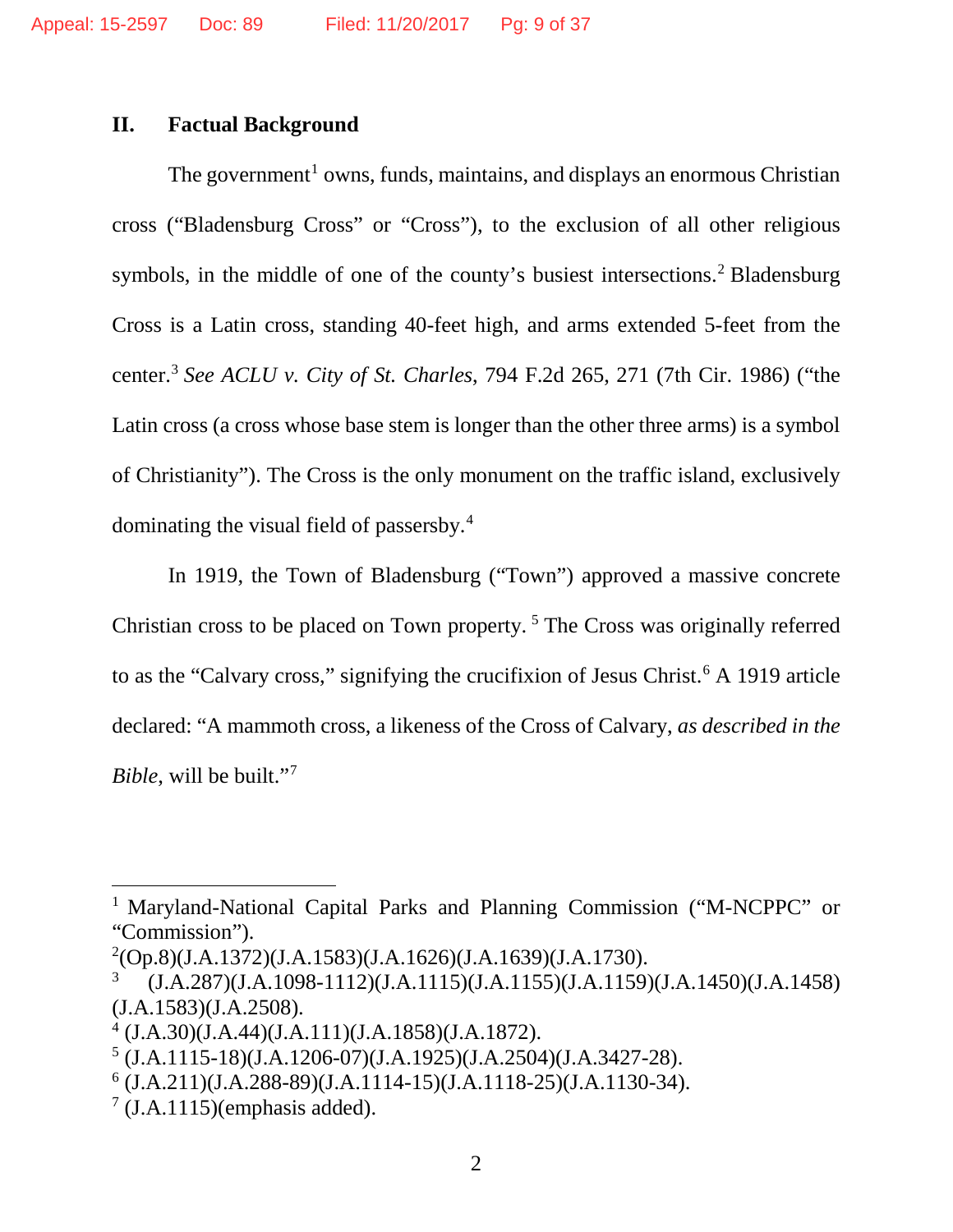## II. Factual Background

The government[1] owns, funds, maintains, and displays an enormous Christian cross ("Bladensburg Cross" or "Cross"), to the exclusion of all other religious symbols, in the middle of one of the county's busiest intersections.[2] Bladensburg Cross is a Latin cross, standing 40-feet high, and arms extended 5-feet from the center.[3] *See ACLU v. City of St. Charles*, 794 F.2d 265, 271 (7th Cir. 1986) ("the Latin cross (a cross whose base stem is longer than the other three arms) is a symbol of Christianity"). The Cross is the only monument on the traffic island, exclusively dominating the visual field of passersby.[4]

In 1919, the Town of Bladensburg ("Town") approved a massive concrete Christian cross to be placed on Town property. [5] The Cross was originally referred to as the "Calvary cross," signifying the crucifixion of Jesus Christ.[6] A 1919 article declared: "A mammoth cross, a likeness of the Cross of Calvary, *as described in the Bible*, will be built."[7]

---

[1] Maryland-National Capital Parks and Planning Commission ("M-NCPPC" or "Commission").

[2](Op.8)(J.A.1372)(J.A.1583)(J.A.1626)(J.A.1639)(J.A.1730).

[3] (J.A.287)(J.A.1098-1112)(J.A.1115)(J.A.1155)(J.A.1159)(J.A.1450)(J.A.1458)(J.A.1583)(J.A.2508).

[4] (J.A.30)(J.A.44)(J.A.111)(J.A.1858)(J.A.1872).

[5] (J.A.1115-18)(J.A.1206-07)(J.A.1925)(J.A.2504)(J.A.3427-28).

[6] (J.A.211)(J.A.288-89)(J.A.1114-15)(J.A.1118-25)(J.A.1130-34).

[7] (J.A.1115)(emphasis added).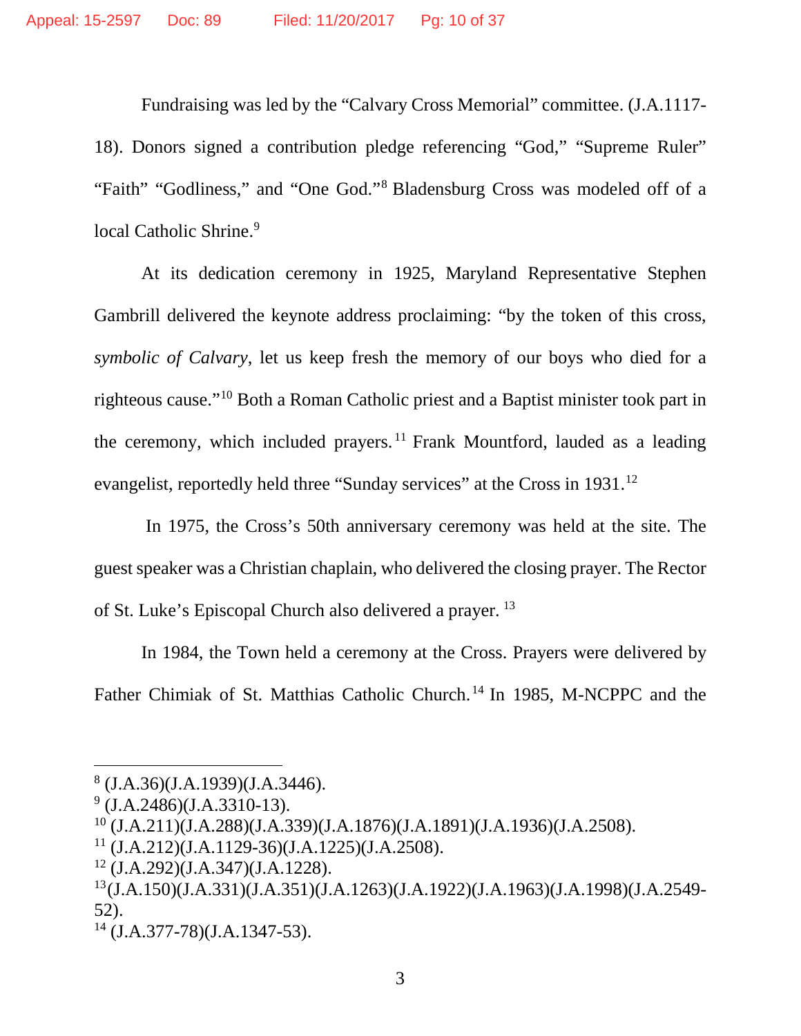Fundraising was led by the "Calvary Cross Memorial" committee. (J.A.1117-18). Donors signed a contribution pledge referencing "God," "Supreme Ruler" "Faith" "Godliness," and "One God."[8] Bladensburg Cross was modeled off of a local Catholic Shrine.[9]

At its dedication ceremony in 1925, Maryland Representative Stephen Gambrill delivered the keynote address proclaiming: "by the token of this cross, *symbolic of Calvary*, let us keep fresh the memory of our boys who died for a righteous cause."[10] Both a Roman Catholic priest and a Baptist minister took part in the ceremony, which included prayers.[11] Frank Mountford, lauded as a leading evangelist, reportedly held three "Sunday services" at the Cross in 1931.[12]

In 1975, the Cross's 50th anniversary ceremony was held at the site. The guest speaker was a Christian chaplain, who delivered the closing prayer. The Rector of St. Luke's Episcopal Church also delivered a prayer.[13]

In 1984, the Town held a ceremony at the Cross. Prayers were delivered by Father Chimiak of St. Matthias Catholic Church.[14] In 1985, M-NCPPC and the

---

[8] (J.A.36)(J.A.1939)(J.A.3446).

[9] (J.A.2486)(J.A.3310-13).

[10] (J.A.211)(J.A.288)(J.A.339)(J.A.1876)(J.A.1891)(J.A.1936)(J.A.2508).

[11] (J.A.212)(J.A.1129-36)(J.A.1225)(J.A.2508).

[12] (J.A.292)(J.A.347)(J.A.1228).

[13] (J.A.150)(J.A.331)(J.A.351)(J.A.1263)(J.A.1922)(J.A.1963)(J.A.1998)(J.A.2549-52).

[14] (J.A.377-78)(J.A.1347-53).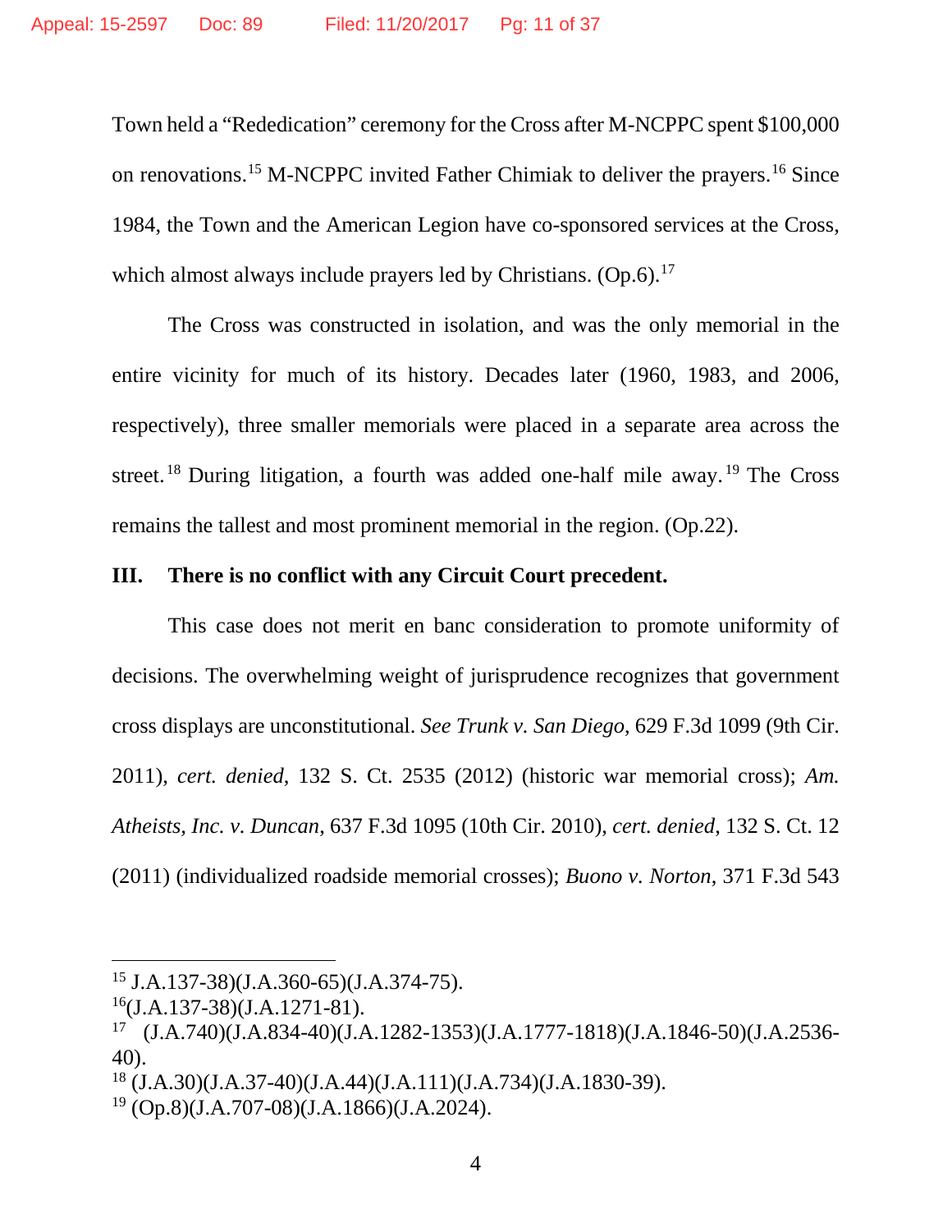Town held a "Rededication" ceremony for the Cross after M-NCPPC spent $100,000 on renovations.[15] M-NCPPC invited Father Chimiak to deliver the prayers.[16] Since 1984, the Town and the American Legion have co-sponsored services at the Cross, which almost always include prayers led by Christians. (Op.6).[17]

The Cross was constructed in isolation, and was the only memorial in the entire vicinity for much of its history. Decades later (1960, 1983, and 2006, respectively), three smaller memorials were placed in a separate area across the street.[18] During litigation, a fourth was added one-half mile away.[19] The Cross remains the tallest and most prominent memorial in the region. (Op.22).

**III. There is no conflict with any Circuit Court precedent.**

This case does not merit en banc consideration to promote uniformity of decisions. The overwhelming weight of jurisprudence recognizes that government cross displays are unconstitutional. *See Trunk v. San Diego*, 629 F.3d 1099 (9th Cir. 2011), *cert. denied*, 132 S. Ct. 2535 (2012) (historic war memorial cross); *Am. Atheists, Inc. v. Duncan*, 637 F.3d 1095 (10th Cir. 2010), *cert. denied*, 132 S. Ct. 12 (2011) (individualized roadside memorial crosses); *Buono v. Norton*, 371 F.3d 543

---

[15] J.A.137-38)(J.A.360-65)(J.A.374-75).

[16](J.A.137-38)(J.A.1271-81).

[17] (J.A.740)(J.A.834-40)(J.A.1282-1353)(J.A.1777-1818)(J.A.1846-50)(J.A.2536-40).

[18] (J.A.30)(J.A.37-40)(J.A.44)(J.A.111)(J.A.734)(J.A.1830-39).

[19] (Op.8)(J.A.707-08)(J.A.1866)(J.A.2024).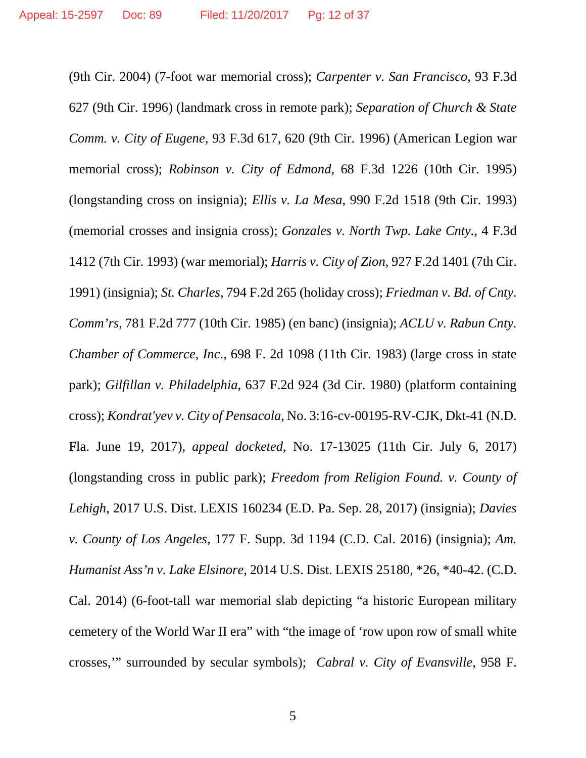(9th Cir. 2004) (7-foot war memorial cross); *Carpenter v. San Francisco*, 93 F.3d 627 (9th Cir. 1996) (landmark cross in remote park); *Separation of Church & State Comm. v. City of Eugene*, 93 F.3d 617, 620 (9th Cir. 1996) (American Legion war memorial cross); *Robinson v. City of Edmond*, 68 F.3d 1226 (10th Cir. 1995) (longstanding cross on insignia); *Ellis v. La Mesa*, 990 F.2d 1518 (9th Cir. 1993) (memorial crosses and insignia cross); *Gonzales v. North Twp. Lake Cnty*., 4 F.3d 1412 (7th Cir. 1993) (war memorial); *Harris v. City of Zion*, 927 F.2d 1401 (7th Cir. 1991) (insignia); *St. Charles*, 794 F.2d 265 (holiday cross); *Friedman v. Bd. of Cnty. Comm'rs*, 781 F.2d 777 (10th Cir. 1985) (en banc) (insignia); *ACLU v. Rabun Cnty. Chamber of Commerce, Inc*., 698 F. 2d 1098 (11th Cir. 1983) (large cross in state park); *Gilfillan v. Philadelphia*, 637 F.2d 924 (3d Cir. 1980) (platform containing cross); *Kondrat'yev v. City of Pensacola*, No. 3:16-cv-00195-RV-CJK, Dkt-41 (N.D. Fla. June 19, 2017), *appeal docketed*, No. 17-13025 (11th Cir. July 6, 2017) (longstanding cross in public park); *Freedom from Religion Found. v. County of Lehigh*, 2017 U.S. Dist. LEXIS 160234 (E.D. Pa. Sep. 28, 2017) (insignia); *Davies v. County of Los Angeles*, 177 F. Supp. 3d 1194 (C.D. Cal. 2016) (insignia); *Am. Humanist Ass'n v. Lake Elsinore*, 2014 U.S. Dist. LEXIS 25180, *26, *40-42. (C.D. Cal. 2014) (6-foot-tall war memorial slab depicting "a historic European military cemetery of the World War II era" with "the image of 'row upon row of small white crosses,'" surrounded by secular symbols); *Cabral v. City of Evansville*, 958 F.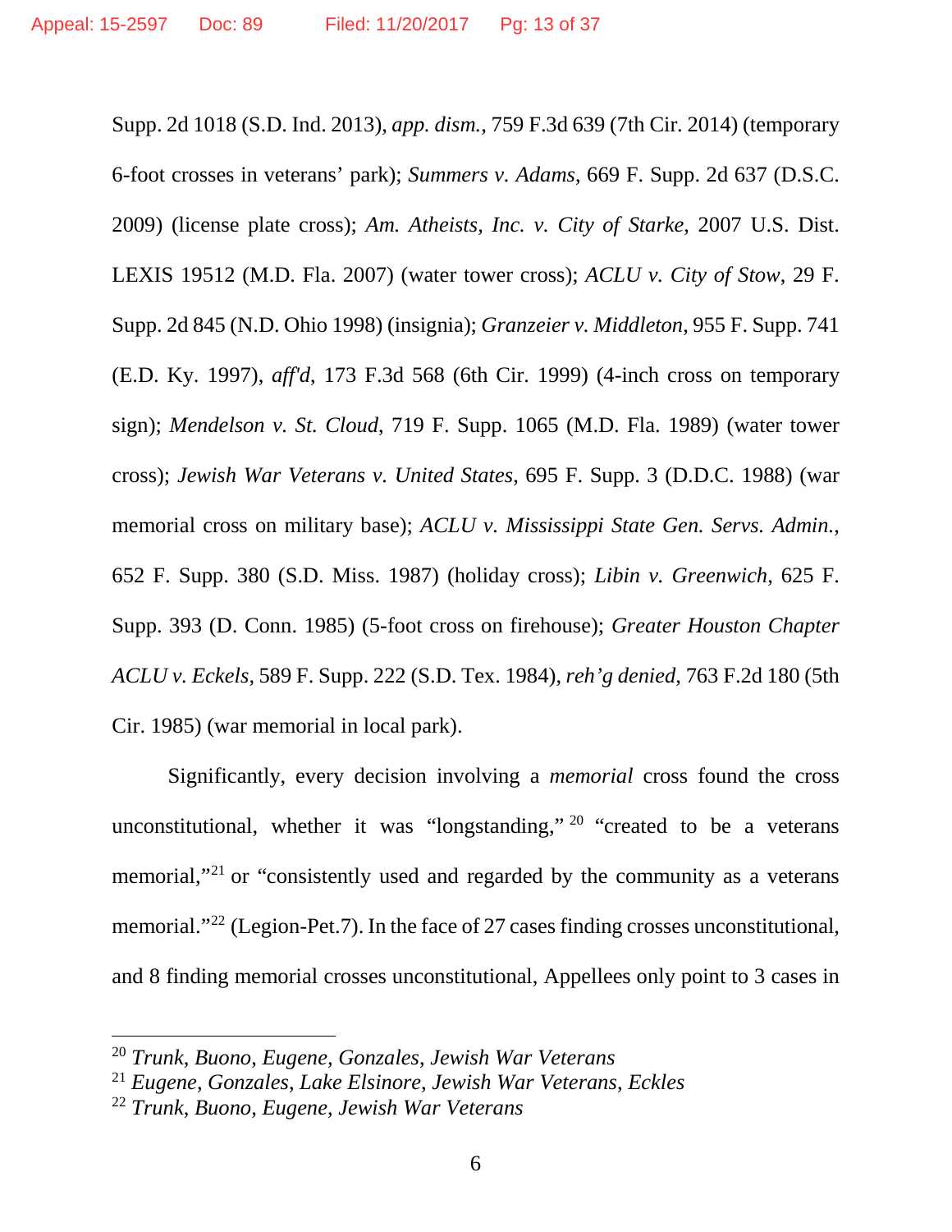Supp. 2d 1018 (S.D. Ind. 2013), *app. dism.*, 759 F.3d 639 (7th Cir. 2014) (temporary 6-foot crosses in veterans' park); *Summers v. Adams*, 669 F. Supp. 2d 637 (D.S.C. 2009) (license plate cross); *Am. Atheists, Inc. v. City of Starke*, 2007 U.S. Dist. LEXIS 19512 (M.D. Fla. 2007) (water tower cross); *ACLU v. City of Stow*, 29 F. Supp. 2d 845 (N.D. Ohio 1998) (insignia); *Granzeier v. Middleton*, 955 F. Supp. 741 (E.D. Ky. 1997), *aff'd*, 173 F.3d 568 (6th Cir. 1999) (4-inch cross on temporary sign); *Mendelson v. St. Cloud*, 719 F. Supp. 1065 (M.D. Fla. 1989) (water tower cross); *Jewish War Veterans v. United States*, 695 F. Supp. 3 (D.D.C. 1988) (war memorial cross on military base); *ACLU v. Mississippi State Gen. Servs. Admin.*, 652 F. Supp. 380 (S.D. Miss. 1987) (holiday cross); *Libin v. Greenwich*, 625 F. Supp. 393 (D. Conn. 1985) (5-foot cross on firehouse); *Greater Houston Chapter ACLU v. Eckels*, 589 F. Supp. 222 (S.D. Tex. 1984), *reh'g denied*, 763 F.2d 180 (5th Cir. 1985) (war memorial in local park).

Significantly, every decision involving a *memorial* cross found the cross unconstitutional, whether it was "longstanding,"[20] "created to be a veterans memorial,"[21] or "consistently used and regarded by the community as a veterans memorial."[22] (Legion-Pet.7). In the face of 27 cases finding crosses unconstitutional, and 8 finding memorial crosses unconstitutional, Appellees only point to 3 cases in

---

[20] *Trunk*, *Buono*, *Eugene*, *Gonzales*, *Jewish War Veterans*

[21] *Eugene*, *Gonzales*, *Lake Elsinore*, *Jewish War Veterans*, *Eckles*

[22] *Trunk*, *Buono*, *Eugene*, *Jewish War Veterans*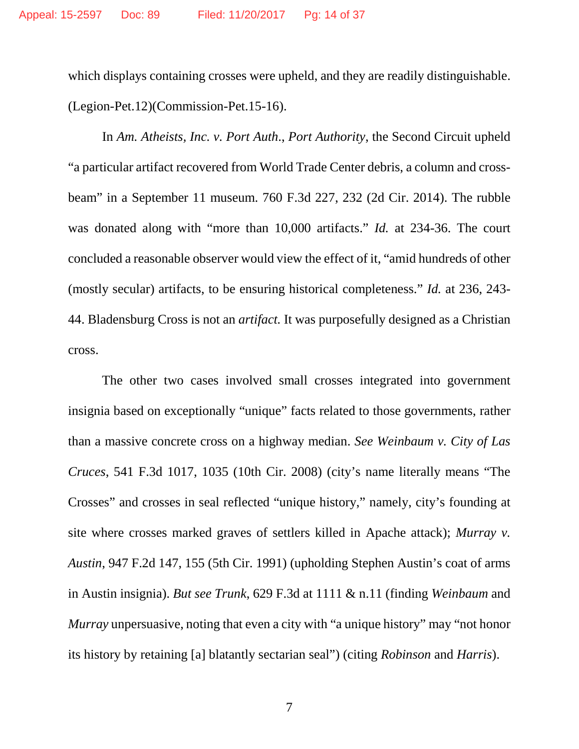which displays containing crosses were upheld, and they are readily distinguishable. (Legion-Pet.12)(Commission-Pet.15-16).

In *Am. Atheists, Inc. v. Port Auth., Port Authority*, the Second Circuit upheld "a particular artifact recovered from World Trade Center debris, a column and cross-beam" in a September 11 museum. 760 F.3d 227, 232 (2d Cir. 2014). The rubble was donated along with "more than 10,000 artifacts." *Id.* at 234-36. The court concluded a reasonable observer would view the effect of it, "amid hundreds of other (mostly secular) artifacts, to be ensuring historical completeness." *Id.* at 236, 243-44. Bladensburg Cross is not an *artifact*. It was purposefully designed as a Christian cross.

The other two cases involved small crosses integrated into government insignia based on exceptionally "unique" facts related to those governments, rather than a massive concrete cross on a highway median. *See Weinbaum v. City of Las Cruces*, 541 F.3d 1017, 1035 (10th Cir. 2008) (city's name literally means "The Crosses" and crosses in seal reflected "unique history," namely, city's founding at site where crosses marked graves of settlers killed in Apache attack); *Murray v. Austin*, 947 F.2d 147, 155 (5th Cir. 1991) (upholding Stephen Austin's coat of arms in Austin insignia). *But see Trunk*, 629 F.3d at 1111 & n.11 (finding *Weinbaum* and *Murray* unpersuasive, noting that even a city with "a unique history" may "not honor its history by retaining [a] blatantly sectarian seal") (citing *Robinson* and *Harris*).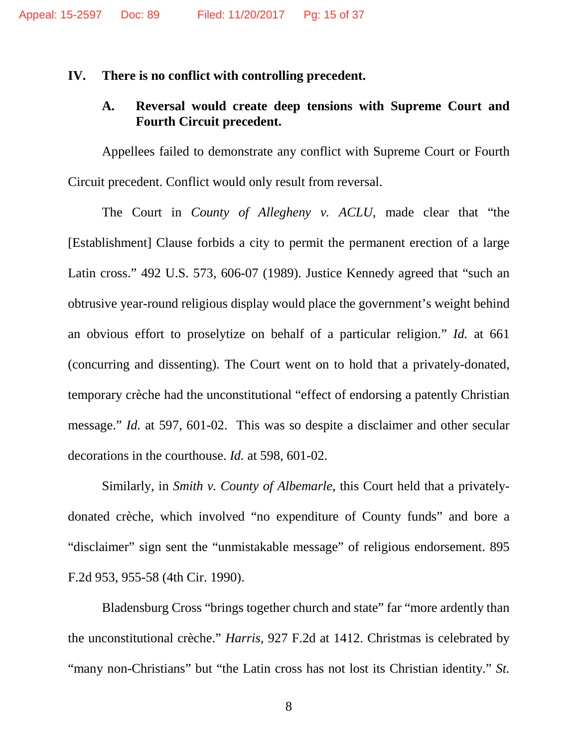## IV. There is no conflict with controlling precedent.

### A. Reversal would create deep tensions with Supreme Court and Fourth Circuit precedent.

Appellees failed to demonstrate any conflict with Supreme Court or Fourth Circuit precedent. Conflict would only result from reversal.

The Court in *County of Allegheny v. ACLU*, made clear that "the [Establishment] Clause forbids a city to permit the permanent erection of a large Latin cross." 492 U.S. 573, 606-07 (1989). Justice Kennedy agreed that "such an obtrusive year-round religious display would place the government's weight behind an obvious effort to proselytize on behalf of a particular religion." *Id.* at 661 (concurring and dissenting). The Court went on to hold that a privately-donated, temporary crèche had the unconstitutional "effect of endorsing a patently Christian message." *Id.* at 597, 601-02. This was so despite a disclaimer and other secular decorations in the courthouse. *Id.* at 598, 601-02.

Similarly, in *Smith v. County of Albemarle*, this Court held that a privately-donated crèche, which involved "no expenditure of County funds" and bore a "disclaimer" sign sent the "unmistakable message" of religious endorsement. 895 F.2d 953, 955-58 (4th Cir. 1990).

Bladensburg Cross "brings together church and state" far "more ardently than the unconstitutional crèche." *Harris*, 927 F.2d at 1412. Christmas is celebrated by "many non-Christians" but "the Latin cross has not lost its Christian identity." *St.*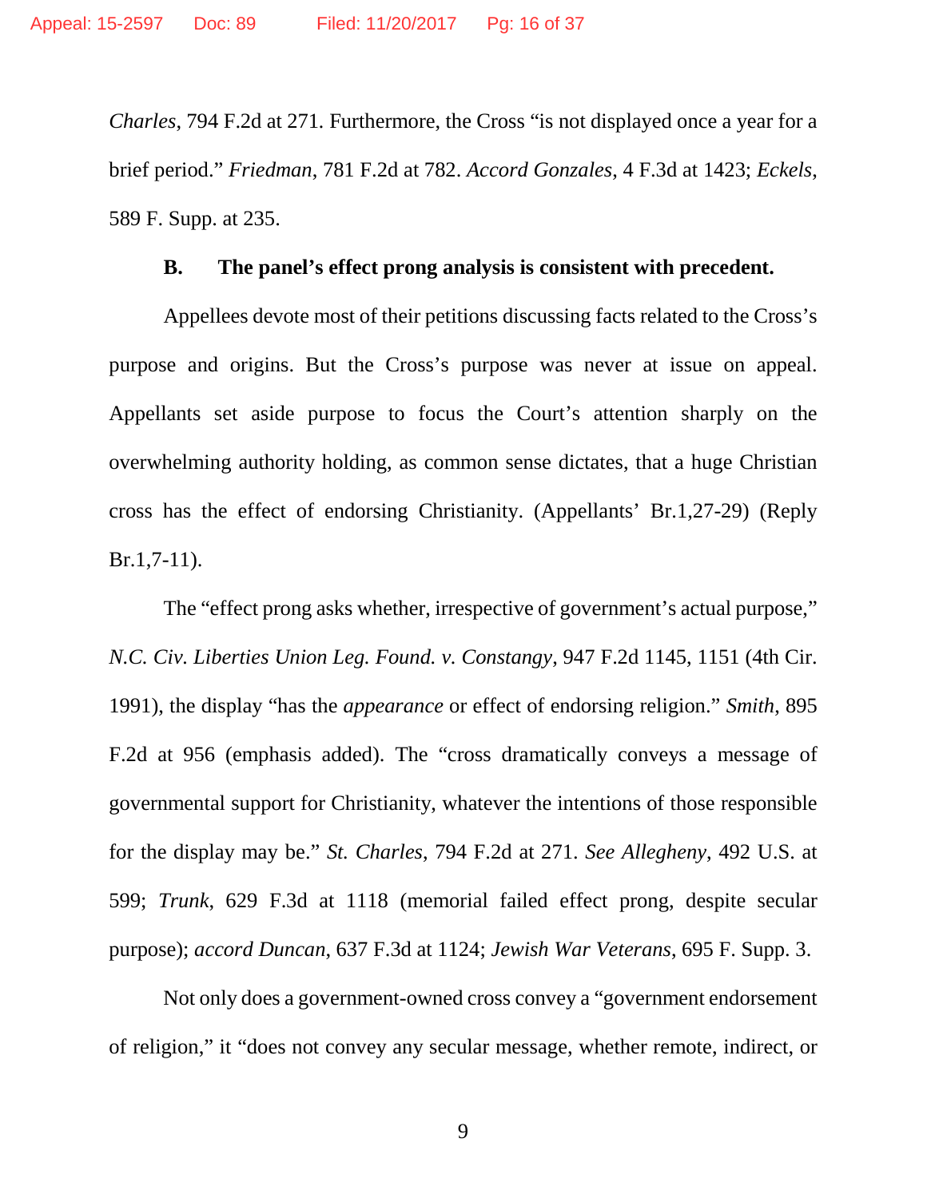*Charles*, 794 F.2d at 271. Furthermore, the Cross "is not displayed once a year for a brief period." *Friedman*, 781 F.2d at 782. *Accord Gonzales*, 4 F.3d at 1423; *Eckels*, 589 F. Supp. at 235.

**B. The panel's effect prong analysis is consistent with precedent.**

Appellees devote most of their petitions discussing facts related to the Cross's purpose and origins. But the Cross's purpose was never at issue on appeal. Appellants set aside purpose to focus the Court's attention sharply on the overwhelming authority holding, as common sense dictates, that a huge Christian cross has the effect of endorsing Christianity. (Appellants' Br.1,27-29) (Reply Br.1,7-11).

The "effect prong asks whether, irrespective of government's actual purpose," *N.C. Civ. Liberties Union Leg. Found. v. Constangy*, 947 F.2d 1145, 1151 (4th Cir. 1991), the display "has the *appearance* or effect of endorsing religion." *Smith*, 895 F.2d at 956 (emphasis added). The "cross dramatically conveys a message of governmental support for Christianity, whatever the intentions of those responsible for the display may be." *St. Charles*, 794 F.2d at 271. *See Allegheny*, 492 U.S. at 599; *Trunk*, 629 F.3d at 1118 (memorial failed effect prong, despite secular purpose); *accord Duncan*, 637 F.3d at 1124; *Jewish War Veterans*, 695 F. Supp. 3.

Not only does a government-owned cross convey a "government endorsement of religion," it "does not convey any secular message, whether remote, indirect, or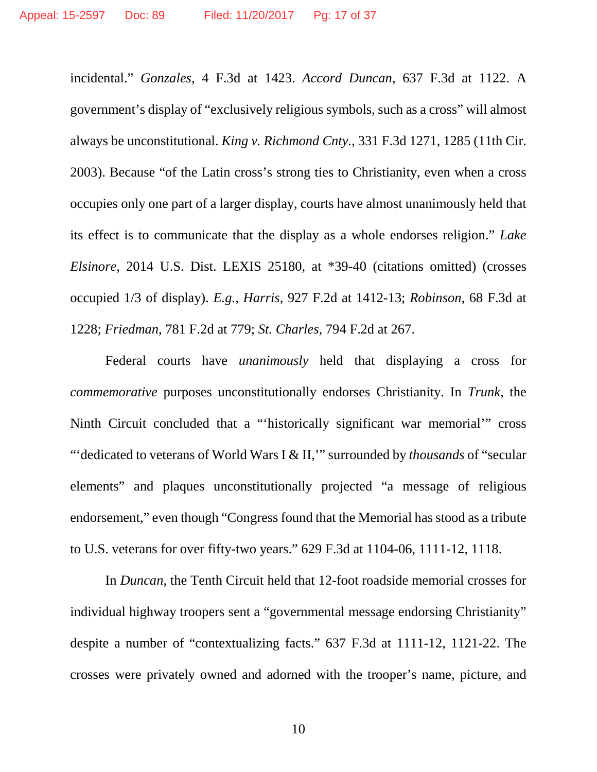incidental." *Gonzales*, 4 F.3d at 1423. *Accord Duncan*, 637 F.3d at 1122. A government's display of "exclusively religious symbols, such as a cross" will almost always be unconstitutional. *King v. Richmond Cnty.*, 331 F.3d 1271, 1285 (11th Cir. 2003). Because "of the Latin cross's strong ties to Christianity, even when a cross occupies only one part of a larger display, courts have almost unanimously held that its effect is to communicate that the display as a whole endorses religion." *Lake Elsinore*, 2014 U.S. Dist. LEXIS 25180, at *39-40 (citations omitted) (crosses occupied 1/3 of display). *E.g.*, *Harris*, 927 F.2d at 1412-13; *Robinson*, 68 F.3d at 1228; *Friedman*, 781 F.2d at 779; *St. Charles*, 794 F.2d at 267.

Federal courts have *unanimously* held that displaying a cross for *commemorative* purposes unconstitutionally endorses Christianity. In *Trunk*, the Ninth Circuit concluded that a "'historically significant war memorial'" cross "'dedicated to veterans of World Wars I & II,'" surrounded by *thousands* of "secular elements" and plaques unconstitutionally projected "a message of religious endorsement," even though "Congress found that the Memorial has stood as a tribute to U.S. veterans for over fifty-two years." 629 F.3d at 1104-06, 1111-12, 1118.

In *Duncan*, the Tenth Circuit held that 12-foot roadside memorial crosses for individual highway troopers sent a "governmental message endorsing Christianity" despite a number of "contextualizing facts." 637 F.3d at 1111-12, 1121-22. The crosses were privately owned and adorned with the trooper's name, picture, and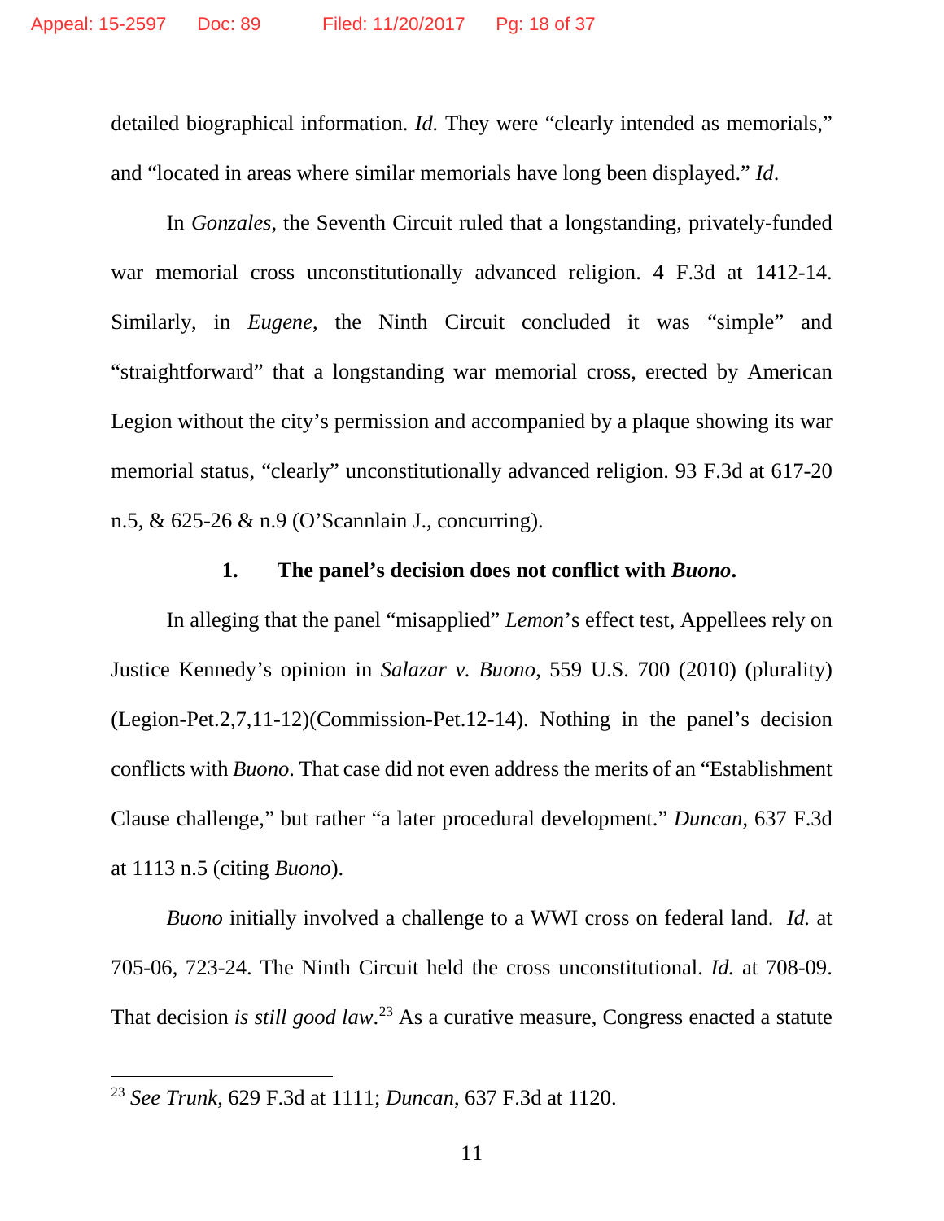detailed biographical information. *Id.* They were "clearly intended as memorials," and "located in areas where similar memorials have long been displayed." *Id*.

In *Gonzales*, the Seventh Circuit ruled that a longstanding, privately-funded war memorial cross unconstitutionally advanced religion. 4 F.3d at 1412-14. Similarly, in *Eugene*, the Ninth Circuit concluded it was "simple" and "straightforward" that a longstanding war memorial cross, erected by American Legion without the city's permission and accompanied by a plaque showing its war memorial status, "clearly" unconstitutionally advanced religion. 93 F.3d at 617-20 n.5, & 625-26 & n.9 (O'Scannlain J., concurring).

### 1. The panel's decision does not conflict with *Buono*.

In alleging that the panel "misapplied" *Lemon*'s effect test, Appellees rely on Justice Kennedy's opinion in *Salazar v. Buono*, 559 U.S. 700 (2010) (plurality) (Legion-Pet.2,7,11-12)(Commission-Pet.12-14). Nothing in the panel's decision conflicts with *Buono*. That case did not even address the merits of an "Establishment Clause challenge," but rather "a later procedural development." *Duncan*, 637 F.3d at 1113 n.5 (citing *Buono*).

*Buono* initially involved a challenge to a WWI cross on federal land. *Id.* at 705-06, 723-24. The Ninth Circuit held the cross unconstitutional. *Id.* at 708-09. That decision *is still good law*.[23] As a curative measure, Congress enacted a statute

[23] *See Trunk*, 629 F.3d at 1111; *Duncan*, 637 F.3d at 1120.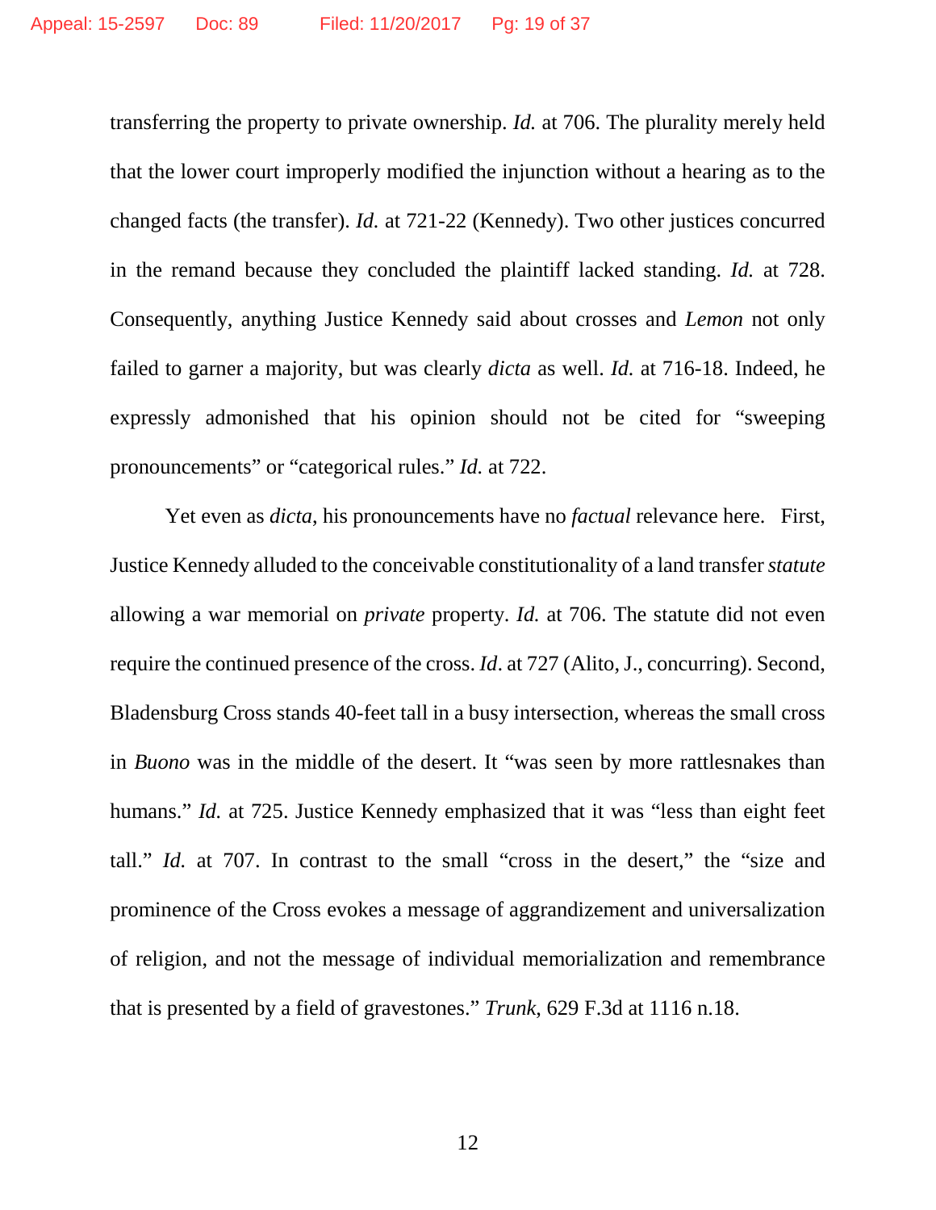transferring the property to private ownership. *Id.* at 706. The plurality merely held that the lower court improperly modified the injunction without a hearing as to the changed facts (the transfer). *Id.* at 721-22 (Kennedy). Two other justices concurred in the remand because they concluded the plaintiff lacked standing. *Id.* at 728. Consequently, anything Justice Kennedy said about crosses and *Lemon* not only failed to garner a majority, but was clearly *dicta* as well. *Id.* at 716-18. Indeed, he expressly admonished that his opinion should not be cited for "sweeping pronouncements" or "categorical rules." *Id.* at 722.

Yet even as *dicta*, his pronouncements have no *factual* relevance here. First, Justice Kennedy alluded to the conceivable constitutionality of a land transfer *statute* allowing a war memorial on *private* property. *Id.* at 706. The statute did not even require the continued presence of the cross. *Id*. at 727 (Alito, J., concurring). Second, Bladensburg Cross stands 40-feet tall in a busy intersection, whereas the small cross in *Buono* was in the middle of the desert. It "was seen by more rattlesnakes than humans." *Id.* at 725. Justice Kennedy emphasized that it was "less than eight feet tall." *Id.* at 707. In contrast to the small "cross in the desert," the "size and prominence of the Cross evokes a message of aggrandizement and universalization of religion, and not the message of individual memorialization and remembrance that is presented by a field of gravestones." *Trunk*, 629 F.3d at 1116 n.18.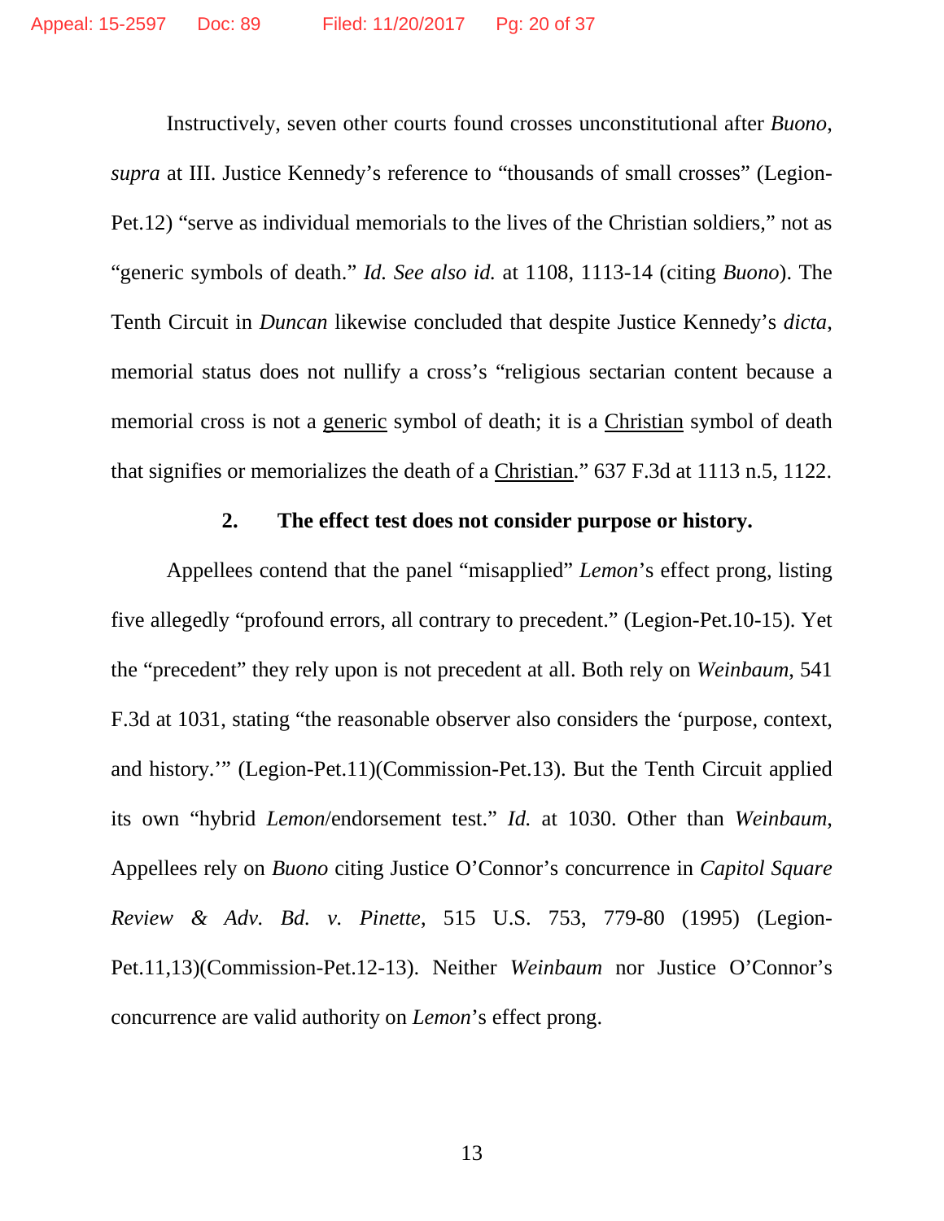Instructively, seven other courts found crosses unconstitutional after *Buono*, *supra* at III. Justice Kennedy's reference to "thousands of small crosses" (Legion-Pet.12) "serve as individual memorials to the lives of the Christian soldiers," not as "generic symbols of death." *Id. See also id.* at 1108, 1113-14 (citing *Buono*). The Tenth Circuit in *Duncan* likewise concluded that despite Justice Kennedy's *dicta*, memorial status does not nullify a cross's "religious sectarian content because a memorial cross is not a <u>generic</u> symbol of death; it is a <u>Christian</u> symbol of death that signifies or memorializes the death of a <u>Christian</u>." 637 F.3d at 1113 n.5, 1122.

**2. The effect test does not consider purpose or history.**

Appellees contend that the panel "misapplied" *Lemon*'s effect prong, listing five allegedly "profound errors, all contrary to precedent." (Legion-Pet.10-15). Yet the "precedent" they rely upon is not precedent at all. Both rely on *Weinbaum*, 541 F.3d at 1031, stating "the reasonable observer also considers the 'purpose, context, and history.'" (Legion-Pet.11)(Commission-Pet.13). But the Tenth Circuit applied its own "hybrid *Lemon*/endorsement test." *Id.* at 1030. Other than *Weinbaum*, Appellees rely on *Buono* citing Justice O'Connor's concurrence in *Capitol Square Review & Adv. Bd. v. Pinette*, 515 U.S. 753, 779-80 (1995) (Legion-Pet.11,13)(Commission-Pet.12-13). Neither *Weinbaum* nor Justice O'Connor's concurrence are valid authority on *Lemon*'s effect prong.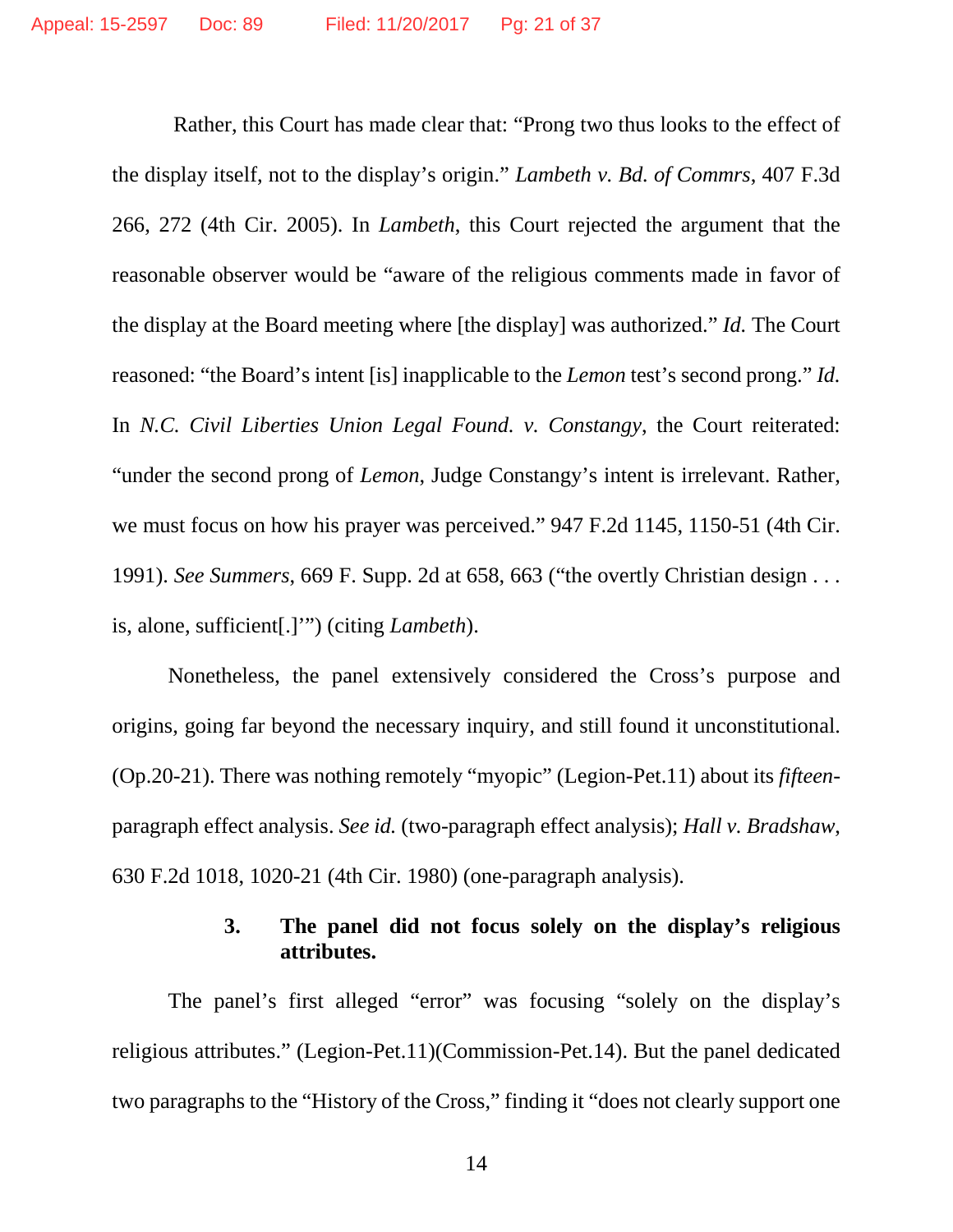Rather, this Court has made clear that: "Prong two thus looks to the effect of the display itself, not to the display's origin." *Lambeth v. Bd. of Commrs*, 407 F.3d 266, 272 (4th Cir. 2005). In *Lambeth*, this Court rejected the argument that the reasonable observer would be "aware of the religious comments made in favor of the display at the Board meeting where [the display] was authorized." *Id.* The Court reasoned: "the Board's intent [is] inapplicable to the *Lemon* test's second prong." *Id.* In *N.C. Civil Liberties Union Legal Found. v. Constangy*, the Court reiterated: "under the second prong of *Lemon*, Judge Constangy's intent is irrelevant. Rather, we must focus on how his prayer was perceived." 947 F.2d 1145, 1150-51 (4th Cir. 1991). *See Summers*, 669 F. Supp. 2d at 658, 663 ("the overtly Christian design . . . is, alone, sufficient[.]'") (citing *Lambeth*).

Nonetheless, the panel extensively considered the Cross's purpose and origins, going far beyond the necessary inquiry, and still found it unconstitutional. (Op.20-21). There was nothing remotely "myopic" (Legion-Pet.11) about its *fifteen*-paragraph effect analysis. *See id.* (two-paragraph effect analysis); *Hall v. Bradshaw*, 630 F.2d 1018, 1020-21 (4th Cir. 1980) (one-paragraph analysis).

### 3. The panel did not focus solely on the display's religious attributes.

The panel's first alleged "error" was focusing "solely on the display's religious attributes." (Legion-Pet.11)(Commission-Pet.14). But the panel dedicated two paragraphs to the "History of the Cross," finding it "does not clearly support one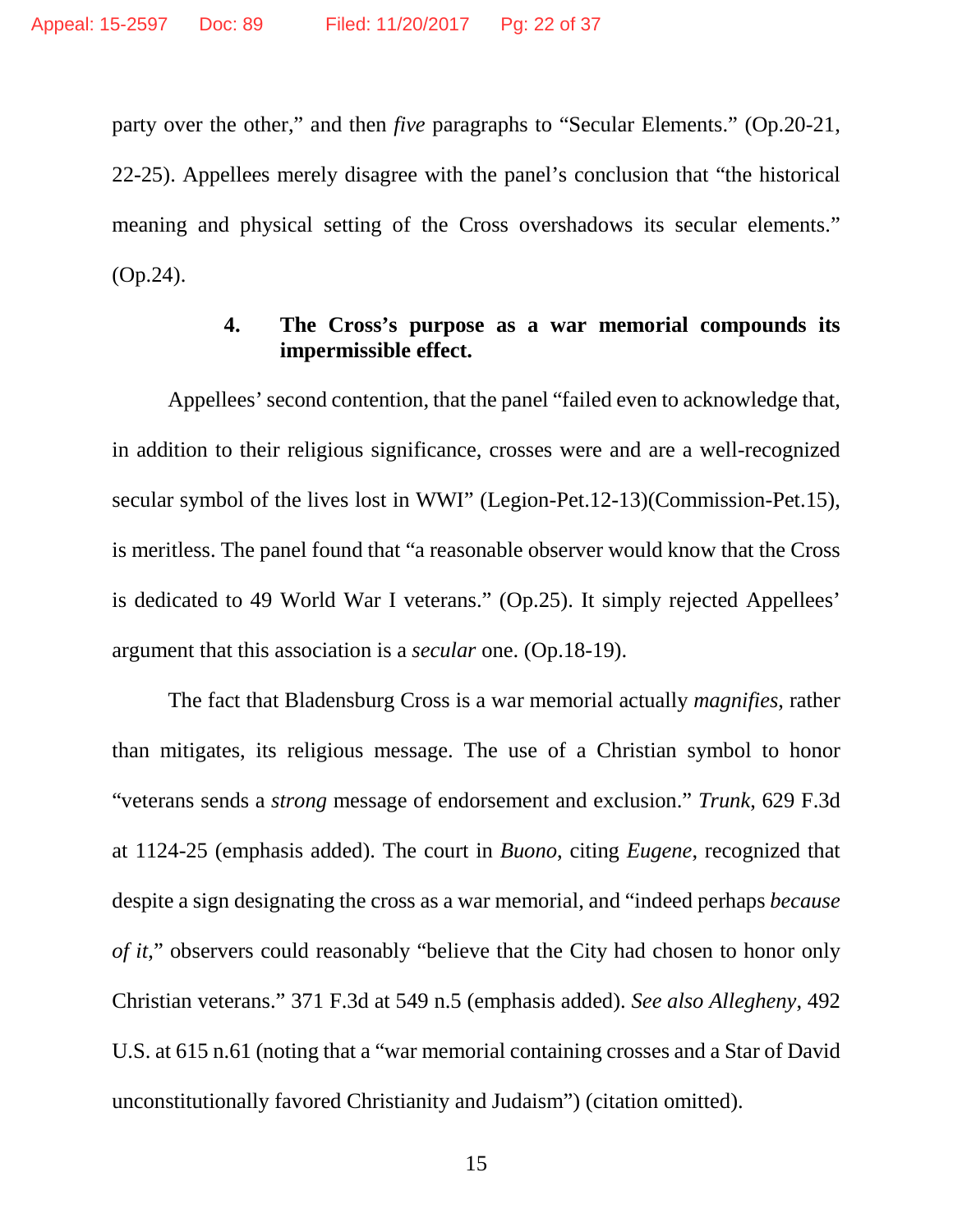party over the other," and then *five* paragraphs to "Secular Elements." (Op.20-21, 22-25). Appellees merely disagree with the panel's conclusion that "the historical meaning and physical setting of the Cross overshadows its secular elements." (Op.24).

#### 4. The Cross's purpose as a war memorial compounds its impermissible effect.

Appellees' second contention, that the panel "failed even to acknowledge that, in addition to their religious significance, crosses were and are a well-recognized secular symbol of the lives lost in WWI" (Legion-Pet.12-13)(Commission-Pet.15), is meritless. The panel found that "a reasonable observer would know that the Cross is dedicated to 49 World War I veterans." (Op.25). It simply rejected Appellees' argument that this association is a *secular* one. (Op.18-19).

The fact that Bladensburg Cross is a war memorial actually *magnifies*, rather than mitigates, its religious message. The use of a Christian symbol to honor "veterans sends a *strong* message of endorsement and exclusion." *Trunk*, 629 F.3d at 1124-25 (emphasis added). The court in *Buono*, citing *Eugene*, recognized that despite a sign designating the cross as a war memorial, and "indeed perhaps *because of it*," observers could reasonably "believe that the City had chosen to honor only Christian veterans." 371 F.3d at 549 n.5 (emphasis added). *See also Allegheny*, 492 U.S. at 615 n.61 (noting that a "war memorial containing crosses and a Star of David unconstitutionally favored Christianity and Judaism") (citation omitted).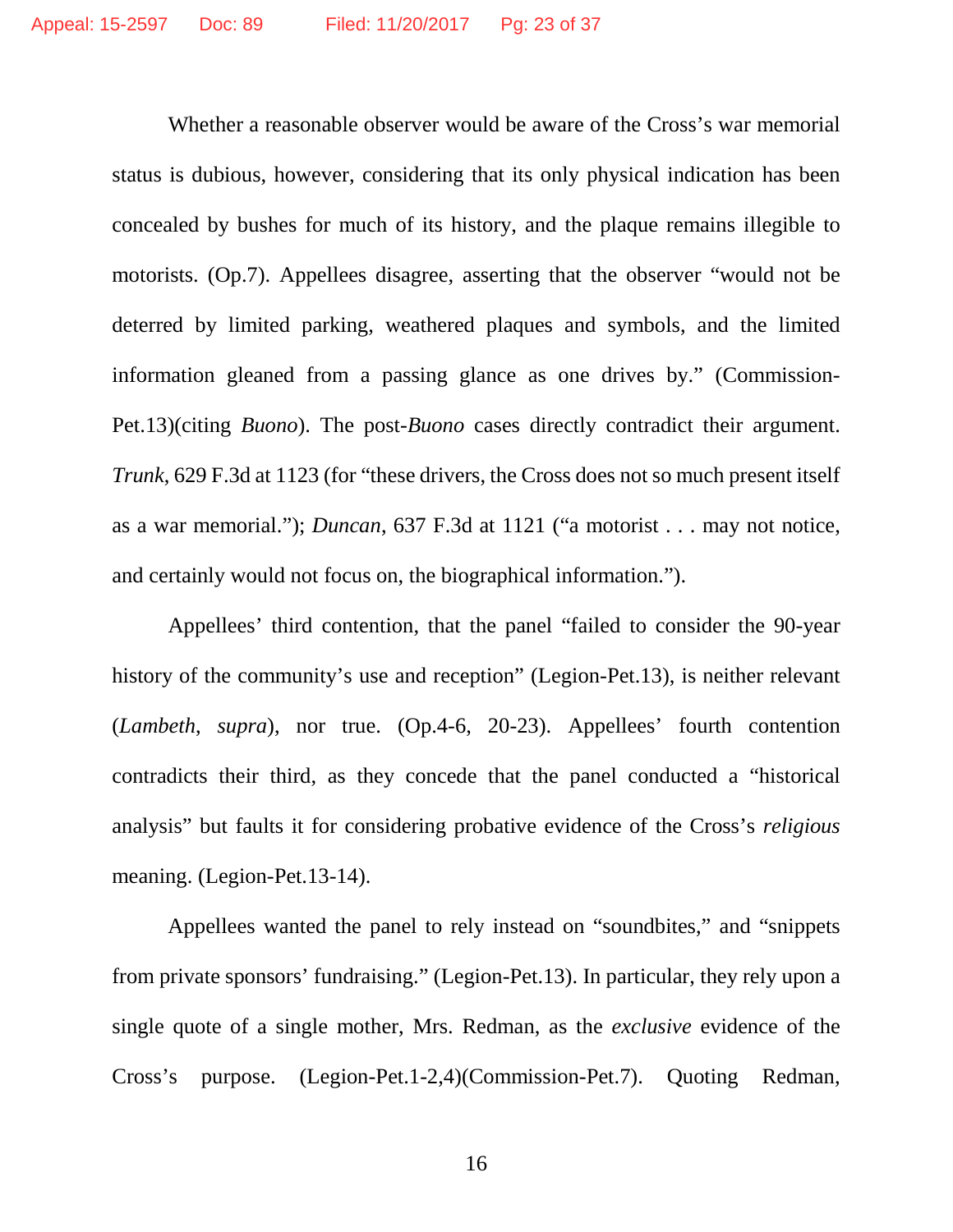Whether a reasonable observer would be aware of the Cross's war memorial status is dubious, however, considering that its only physical indication has been concealed by bushes for much of its history, and the plaque remains illegible to motorists. (Op.7). Appellees disagree, asserting that the observer "would not be deterred by limited parking, weathered plaques and symbols, and the limited information gleaned from a passing glance as one drives by." (Commission-Pet.13)(citing *Buono*). The post-*Buono* cases directly contradict their argument. *Trunk*, 629 F.3d at 1123 (for "these drivers, the Cross does not so much present itself as a war memorial."); *Duncan*, 637 F.3d at 1121 ("a motorist . . . may not notice, and certainly would not focus on, the biographical information.").

Appellees' third contention, that the panel "failed to consider the 90-year history of the community's use and reception" (Legion-Pet.13), is neither relevant (*Lambeth*, *supra*), nor true. (Op.4-6, 20-23). Appellees' fourth contention contradicts their third, as they concede that the panel conducted a "historical analysis" but faults it for considering probative evidence of the Cross's *religious* meaning. (Legion-Pet.13-14).

Appellees wanted the panel to rely instead on "soundbites," and "snippets from private sponsors' fundraising." (Legion-Pet.13). In particular, they rely upon a single quote of a single mother, Mrs. Redman, as the *exclusive* evidence of the Cross's purpose. (Legion-Pet.1-2,4)(Commission-Pet.7). Quoting Redman,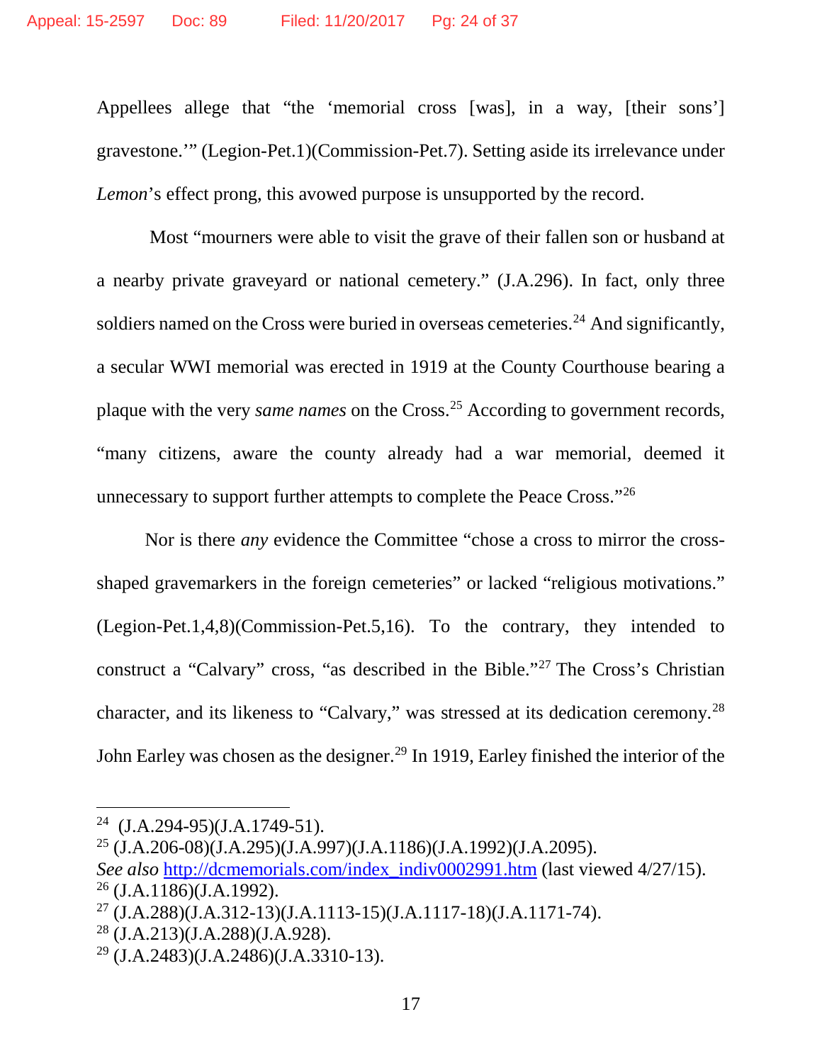Appellees allege that "the 'memorial cross [was], in a way, [their sons'] gravestone.'" (Legion-Pet.1)(Commission-Pet.7). Setting aside its irrelevance under *Lemon*'s effect prong, this avowed purpose is unsupported by the record.

Most "mourners were able to visit the grave of their fallen son or husband at a nearby private graveyard or national cemetery." (J.A.296). In fact, only three soldiers named on the Cross were buried in overseas cemeteries.[24] And significantly, a secular WWI memorial was erected in 1919 at the County Courthouse bearing a plaque with the very *same names* on the Cross.[25] According to government records, "many citizens, aware the county already had a war memorial, deemed it unnecessary to support further attempts to complete the Peace Cross."[26]

Nor is there *any* evidence the Committee "chose a cross to mirror the cross-shaped gravemarkers in the foreign cemeteries" or lacked "religious motivations." (Legion-Pet.1,4,8)(Commission-Pet.5,16). To the contrary, they intended to construct a "Calvary" cross, "as described in the Bible."[27] The Cross's Christian character, and its likeness to "Calvary," was stressed at its dedication ceremony.[28] John Earley was chosen as the designer.[29] In 1919, Earley finished the interior of the

---

[24] (J.A.294-95)(J.A.1749-51).

[25] (J.A.206-08)(J.A.295)(J.A.997)(J.A.1186)(J.A.1992)(J.A.2095). *See also* http://dcmemorials.com/index_indiv0002991.htm (last viewed 4/27/15).

[26] (J.A.1186)(J.A.1992).

[27] (J.A.288)(J.A.312-13)(J.A.1113-15)(J.A.1117-18)(J.A.1171-74).

[28] (J.A.213)(J.A.288)(J.A.928).

[29] (J.A.2483)(J.A.2486)(J.A.3310-13).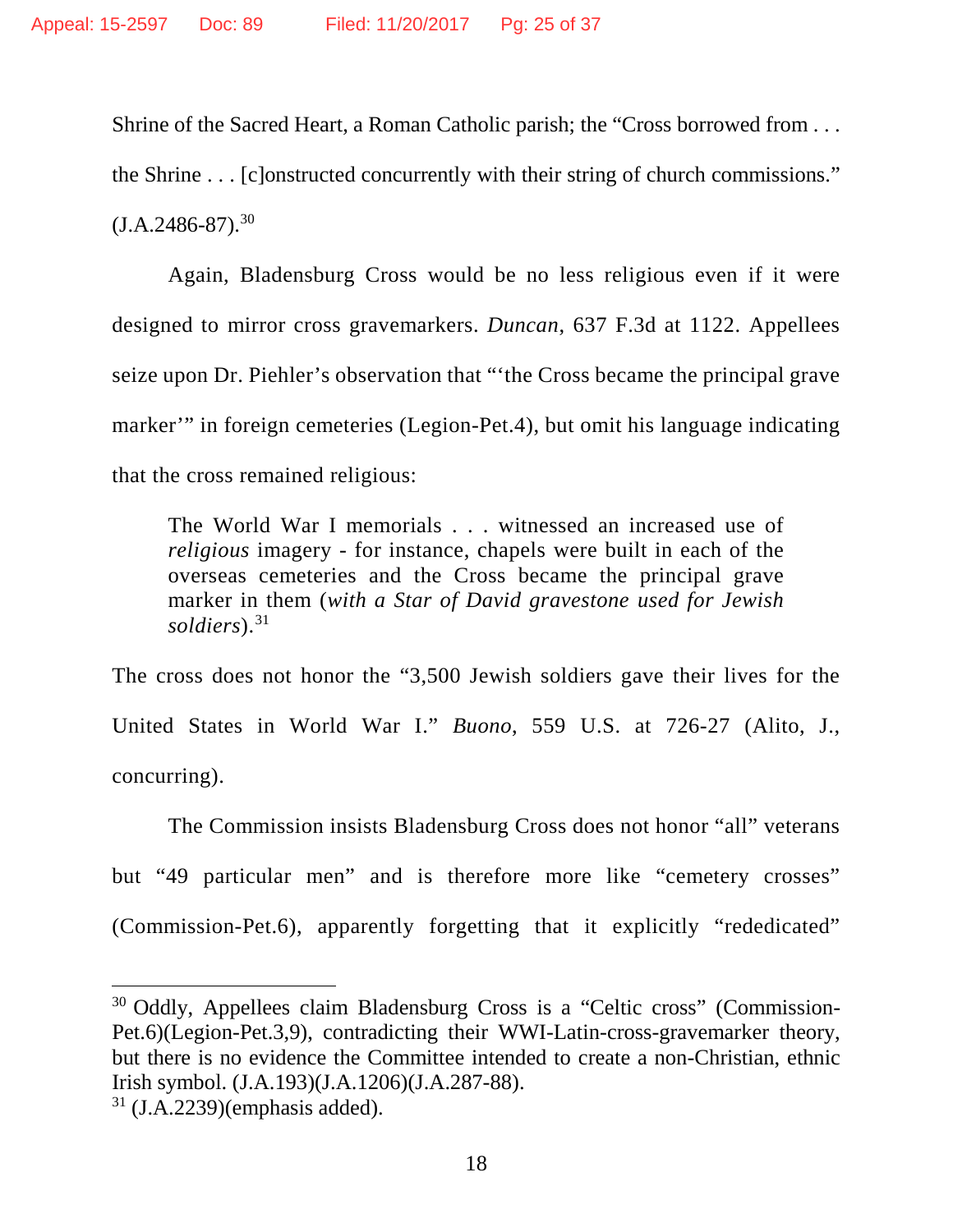Shrine of the Sacred Heart, a Roman Catholic parish; the "Cross borrowed from . . . the Shrine . . . [c]onstructed concurrently with their string of church commissions." (J.A.2486-87).[30]

Again, Bladensburg Cross would be no less religious even if it were designed to mirror cross gravemarkers. *Duncan*, 637 F.3d at 1122. Appellees seize upon Dr. Piehler's observation that "'the Cross became the principal grave marker'" in foreign cemeteries (Legion-Pet.4), but omit his language indicating that the cross remained religious:

> The World War I memorials . . . witnessed an increased use of *religious* imagery - for instance, chapels were built in each of the overseas cemeteries and the Cross became the principal grave marker in them (*with a Star of David gravestone used for Jewish soldiers*).[31]

The cross does not honor the "3,500 Jewish soldiers gave their lives for the United States in World War I." *Buono*, 559 U.S. at 726-27 (Alito, J., concurring).

The Commission insists Bladensburg Cross does not honor "all" veterans but "49 particular men" and is therefore more like "cemetery crosses" (Commission-Pet.6), apparently forgetting that it explicitly "rededicated"

---

[30] Oddly, Appellees claim Bladensburg Cross is a "Celtic cross" (Commission-Pet.6)(Legion-Pet.3,9), contradicting their WWI-Latin-cross-gravemarker theory, but there is no evidence the Committee intended to create a non-Christian, ethnic Irish symbol. (J.A.193)(J.A.1206)(J.A.287-88).

[31] (J.A.2239)(emphasis added).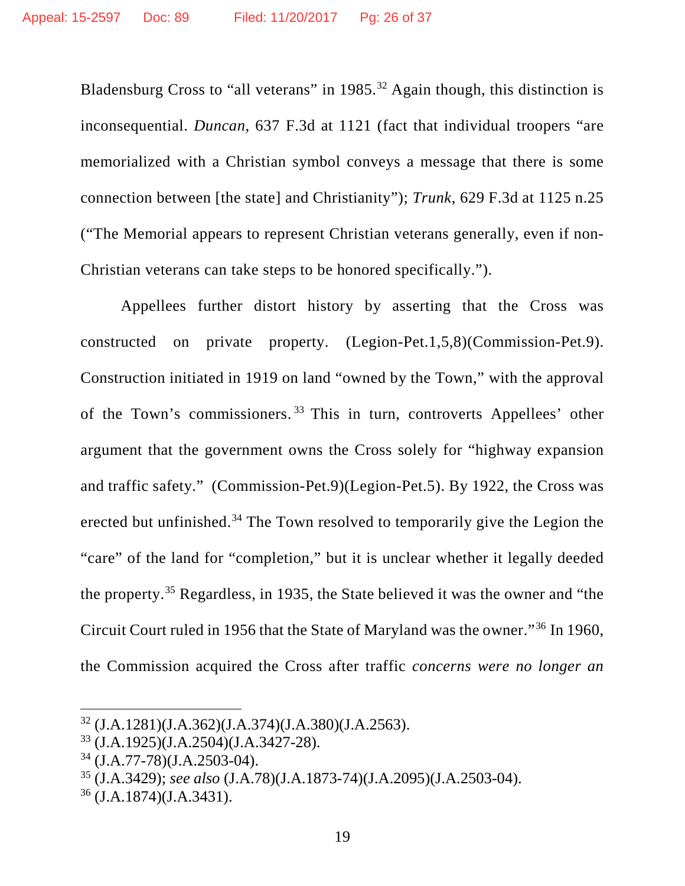Bladensburg Cross to "all veterans" in 1985.[32] Again though, this distinction is inconsequential. *Duncan*, 637 F.3d at 1121 (fact that individual troopers "are memorialized with a Christian symbol conveys a message that there is some connection between [the state] and Christianity"); *Trunk*, 629 F.3d at 1125 n.25 ("The Memorial appears to represent Christian veterans generally, even if non-Christian veterans can take steps to be honored specifically.").

Appellees further distort history by asserting that the Cross was constructed on private property. (Legion-Pet.1,5,8)(Commission-Pet.9). Construction initiated in 1919 on land "owned by the Town," with the approval of the Town's commissioners.[33] This in turn, controverts Appellees' other argument that the government owns the Cross solely for "highway expansion and traffic safety." (Commission-Pet.9)(Legion-Pet.5). By 1922, the Cross was erected but unfinished.[34] The Town resolved to temporarily give the Legion the "care" of the land for "completion," but it is unclear whether it legally deeded the property.[35] Regardless, in 1935, the State believed it was the owner and "the Circuit Court ruled in 1956 that the State of Maryland was the owner."[36] In 1960, the Commission acquired the Cross after traffic *concerns were no longer an*

---

[32] (J.A.1281)(J.A.362)(J.A.374)(J.A.380)(J.A.2563).

[33] (J.A.1925)(J.A.2504)(J.A.3427-28).

[34] (J.A.77-78)(J.A.2503-04).

[35] (J.A.3429); *see also* (J.A.78)(J.A.1873-74)(J.A.2095)(J.A.2503-04).

[36] (J.A.1874)(J.A.3431).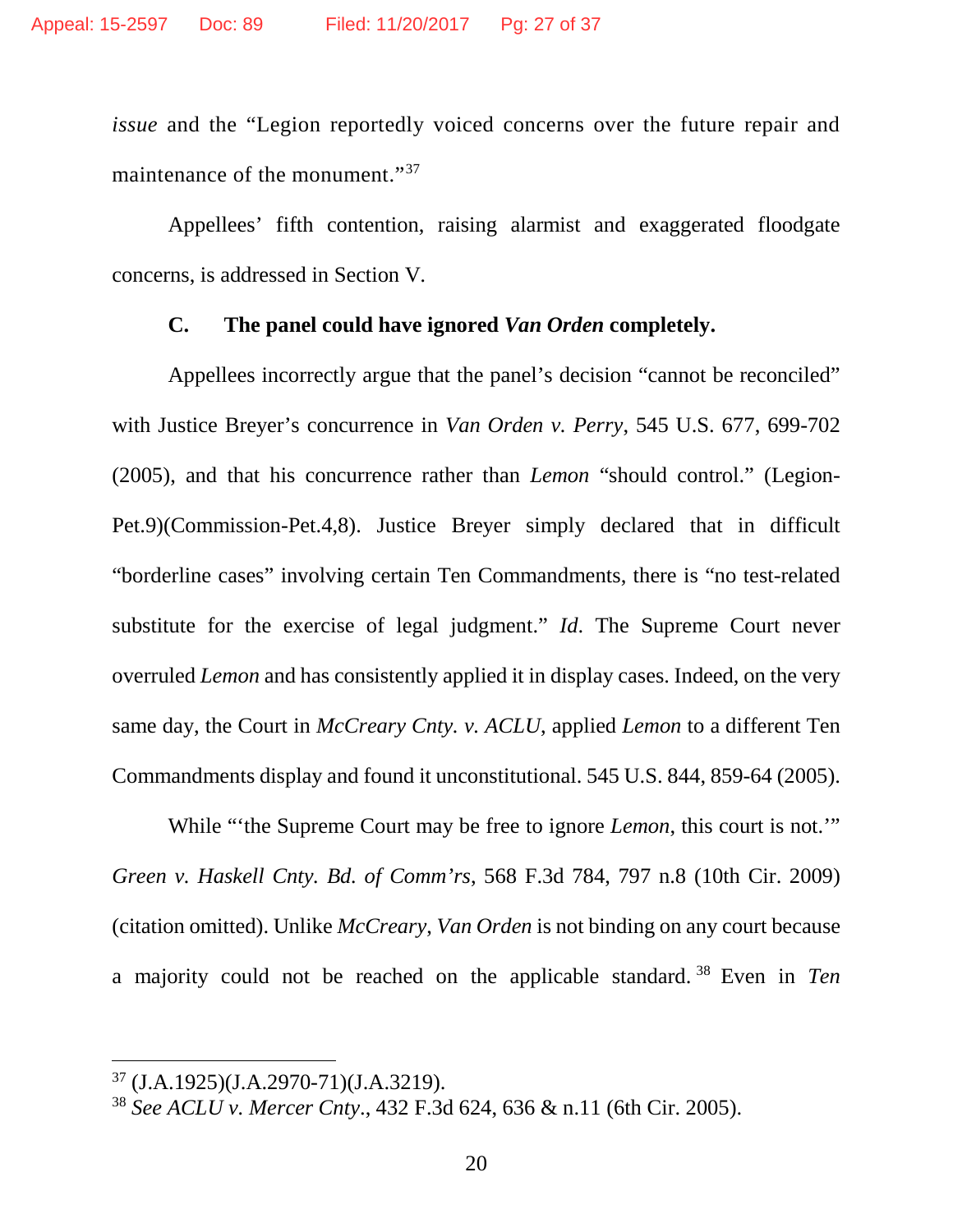*issue* and the "Legion reportedly voiced concerns over the future repair and maintenance of the monument."[37]

Appellees' fifth contention, raising alarmist and exaggerated floodgate concerns, is addressed in Section V.

### C. The panel could have ignored *Van Orden* completely.

Appellees incorrectly argue that the panel's decision "cannot be reconciled" with Justice Breyer's concurrence in *Van Orden v. Perry*, 545 U.S. 677, 699-702 (2005), and that his concurrence rather than *Lemon* "should control." (Legion-Pet.9)(Commission-Pet.4,8). Justice Breyer simply declared that in difficult "borderline cases" involving certain Ten Commandments, there is "no test-related substitute for the exercise of legal judgment." *Id.* The Supreme Court never overruled *Lemon* and has consistently applied it in display cases. Indeed, on the very same day, the Court in *McCreary Cnty. v. ACLU*, applied *Lemon* to a different Ten Commandments display and found it unconstitutional. 545 U.S. 844, 859-64 (2005).

While "'the Supreme Court may be free to ignore *Lemon*, this court is not.'" *Green v. Haskell Cnty. Bd. of Comm'rs*, 568 F.3d 784, 797 n.8 (10th Cir. 2009) (citation omitted). Unlike *McCreary*, *Van Orden* is not binding on any court because a majority could not be reached on the applicable standard.[38] Even in *Ten*

---

[37] (J.A.1925)(J.A.2970-71)(J.A.3219).

[38] *See ACLU v. Mercer Cnty.*, 432 F.3d 624, 636 & n.11 (6th Cir. 2005).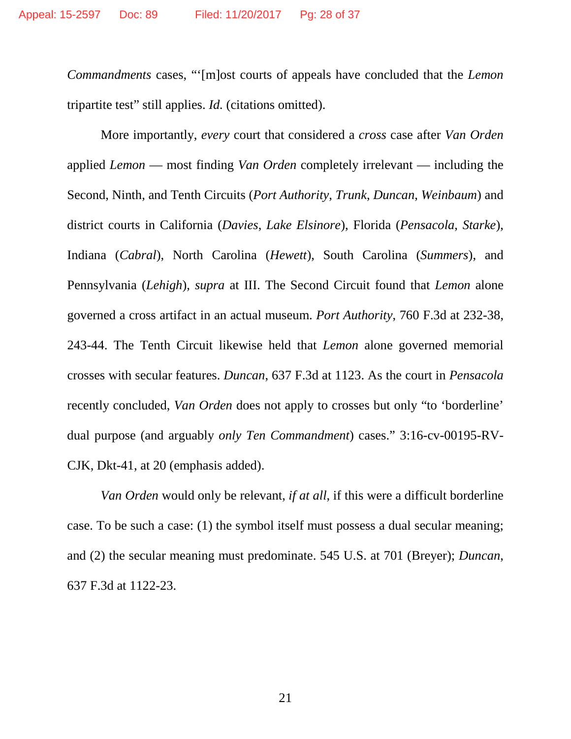*Commandments* cases, "'[m]ost courts of appeals have concluded that the *Lemon* tripartite test" still applies. *Id.* (citations omitted).

More importantly, *every* court that considered a *cross* case after *Van Orden* applied *Lemon* — most finding *Van Orden* completely irrelevant — including the Second, Ninth, and Tenth Circuits (*Port Authority*, *Trunk*, *Duncan*, *Weinbaum*) and district courts in California (*Davies*, *Lake Elsinore*), Florida (*Pensacola*, *Starke*), Indiana (*Cabral*), North Carolina (*Hewett*), South Carolina (*Summers*), and Pennsylvania (*Lehigh*), *supra* at III. The Second Circuit found that *Lemon* alone governed a cross artifact in an actual museum. *Port Authority*, 760 F.3d at 232-38, 243-44. The Tenth Circuit likewise held that *Lemon* alone governed memorial crosses with secular features. *Duncan*, 637 F.3d at 1123. As the court in *Pensacola* recently concluded, *Van Orden* does not apply to crosses but only "to 'borderline' dual purpose (and arguably *only Ten Commandment*) cases." 3:16-cv-00195-RV-CJK, Dkt-41, at 20 (emphasis added).

*Van Orden* would only be relevant, *if at all*, if this were a difficult borderline case. To be such a case: (1) the symbol itself must possess a dual secular meaning; and (2) the secular meaning must predominate. 545 U.S. at 701 (Breyer); *Duncan*, 637 F.3d at 1122-23.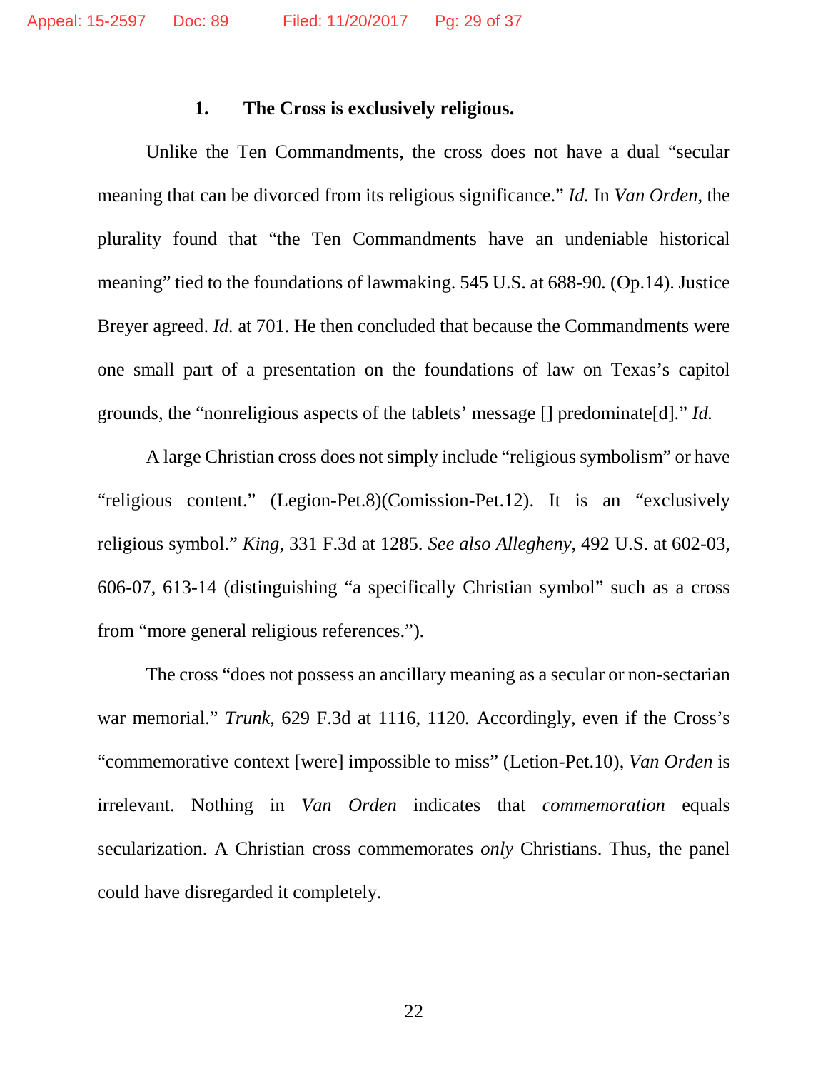### 1. The Cross is exclusively religious.

Unlike the Ten Commandments, the cross does not have a dual "secular meaning that can be divorced from its religious significance." *Id.* In *Van Orden*, the plurality found that "the Ten Commandments have an undeniable historical meaning" tied to the foundations of lawmaking. 545 U.S. at 688-90. (Op.14). Justice Breyer agreed. *Id.* at 701. He then concluded that because the Commandments were one small part of a presentation on the foundations of law on Texas's capitol grounds, the "nonreligious aspects of the tablets' message [] predominate[d]." *Id.*

A large Christian cross does not simply include "religious symbolism" or have "religious content." (Legion-Pet.8)(Comission-Pet.12). It is an "exclusively religious symbol." *King*, 331 F.3d at 1285. *See also Allegheny*, 492 U.S. at 602-03, 606-07, 613-14 (distinguishing "a specifically Christian symbol" such as a cross from "more general religious references.").

The cross "does not possess an ancillary meaning as a secular or non-sectarian war memorial." *Trunk*, 629 F.3d at 1116, 1120. Accordingly, even if the Cross's "commemorative context [were] impossible to miss" (Letion-Pet.10), *Van Orden* is irrelevant. Nothing in *Van Orden* indicates that *commemoration* equals secularization. A Christian cross commemorates *only* Christians. Thus, the panel could have disregarded it completely.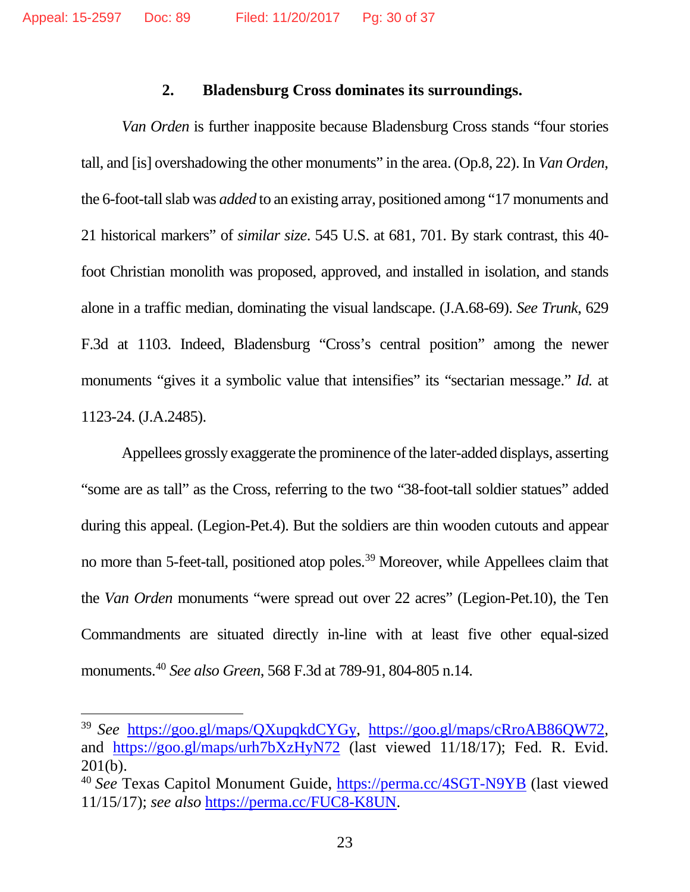### 2. Bladensburg Cross dominates its surroundings.

*Van Orden* is further inapposite because Bladensburg Cross stands "four stories tall, and [is] overshadowing the other monuments" in the area. (Op.8, 22). In *Van Orden*, the 6-foot-tall slab was *added* to an existing array, positioned among "17 monuments and 21 historical markers" of *similar size*. 545 U.S. at 681, 701. By stark contrast, this 40-foot Christian monolith was proposed, approved, and installed in isolation, and stands alone in a traffic median, dominating the visual landscape. (J.A.68-69). *See Trunk*, 629 F.3d at 1103. Indeed, Bladensburg "Cross's central position" among the newer monuments "gives it a symbolic value that intensifies" its "sectarian message." *Id.* at 1123-24. (J.A.2485).

Appellees grossly exaggerate the prominence of the later-added displays, asserting "some are as tall" as the Cross, referring to the two "38-foot-tall soldier statues" added during this appeal. (Legion-Pet.4). But the soldiers are thin wooden cutouts and appear no more than 5-feet-tall, positioned atop poles.[39] Moreover, while Appellees claim that the *Van Orden* monuments "were spread out over 22 acres" (Legion-Pet.10), the Ten Commandments are situated directly in-line with at least five other equal-sized monuments.[40] *See also Green*, 568 F.3d at 789-91, 804-805 n.14.

---

[39] *See* https://goo.gl/maps/QXupqkdCYGy, https://goo.gl/maps/cRroAB86QW72, and https://goo.gl/maps/urh7bXzHyN72 (last viewed 11/18/17); Fed. R. Evid. 201(b).

[40] *See* Texas Capitol Monument Guide, https://perma.cc/4SGT-N9YB (last viewed 11/15/17); *see also* https://perma.cc/FUC8-K8UN.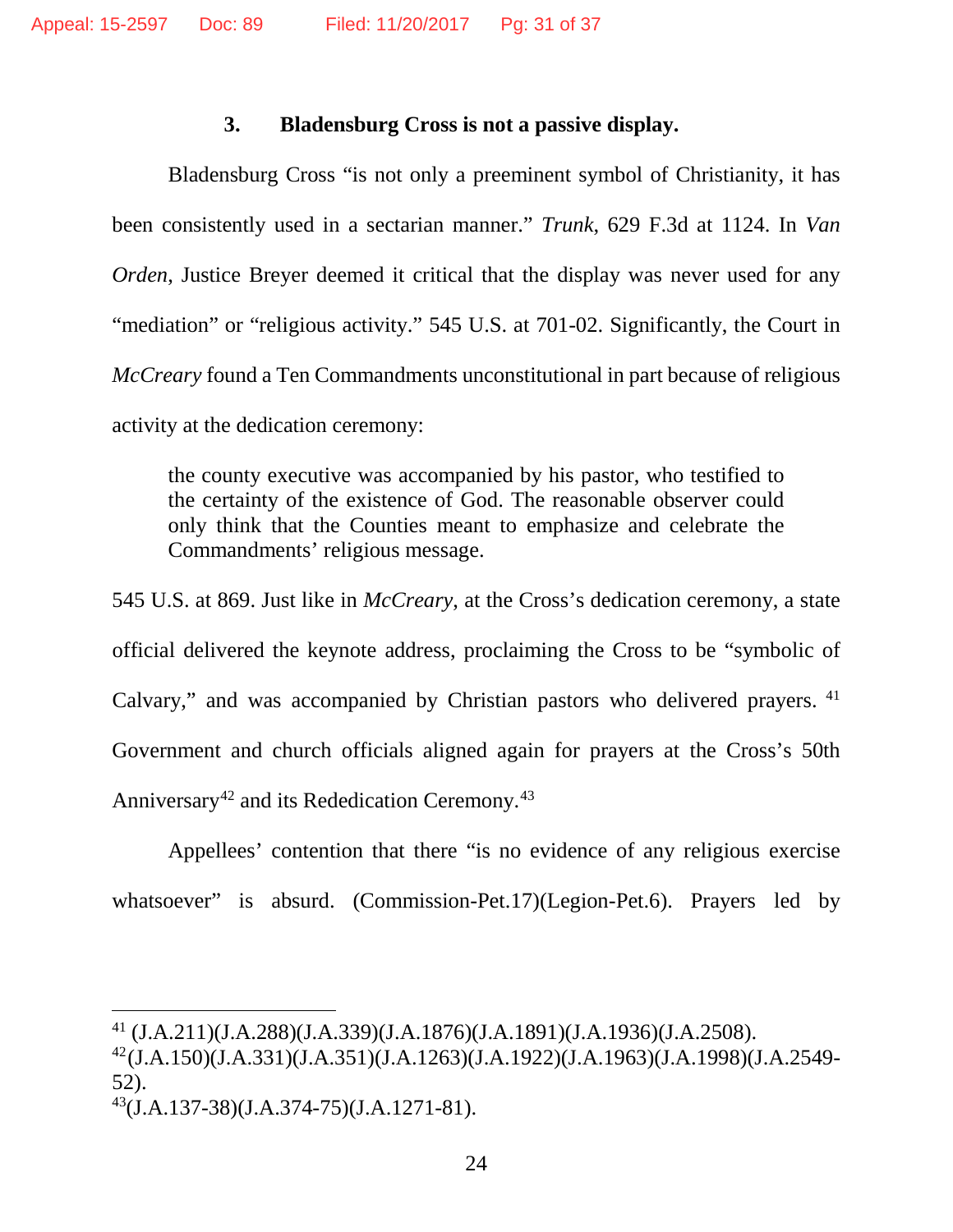### 3. Bladensburg Cross is not a passive display.

Bladensburg Cross "is not only a preeminent symbol of Christianity, it has been consistently used in a sectarian manner." *Trunk*, 629 F.3d at 1124. In *Van Orden*, Justice Breyer deemed it critical that the display was never used for any "mediation" or "religious activity." 545 U.S. at 701-02. Significantly, the Court in *McCreary* found a Ten Commandments unconstitutional in part because of religious activity at the dedication ceremony:

> the county executive was accompanied by his pastor, who testified to the certainty of the existence of God. The reasonable observer could only think that the Counties meant to emphasize and celebrate the Commandments' religious message.

545 U.S. at 869. Just like in *McCreary*, at the Cross's dedication ceremony, a state official delivered the keynote address, proclaiming the Cross to be "symbolic of Calvary," and was accompanied by Christian pastors who delivered prayers. [41] Government and church officials aligned again for prayers at the Cross's 50th Anniversary[42] and its Rededication Ceremony.[43]

Appellees' contention that there "is no evidence of any religious exercise whatsoever" is absurd. (Commission-Pet.17)(Legion-Pet.6). Prayers led by

---

[41] (J.A.211)(J.A.288)(J.A.339)(J.A.1876)(J.A.1891)(J.A.1936)(J.A.2508).

[42] (J.A.150)(J.A.331)(J.A.351)(J.A.1263)(J.A.1922)(J.A.1963)(J.A.1998)(J.A.2549-52).

[43] (J.A.137-38)(J.A.374-75)(J.A.1271-81).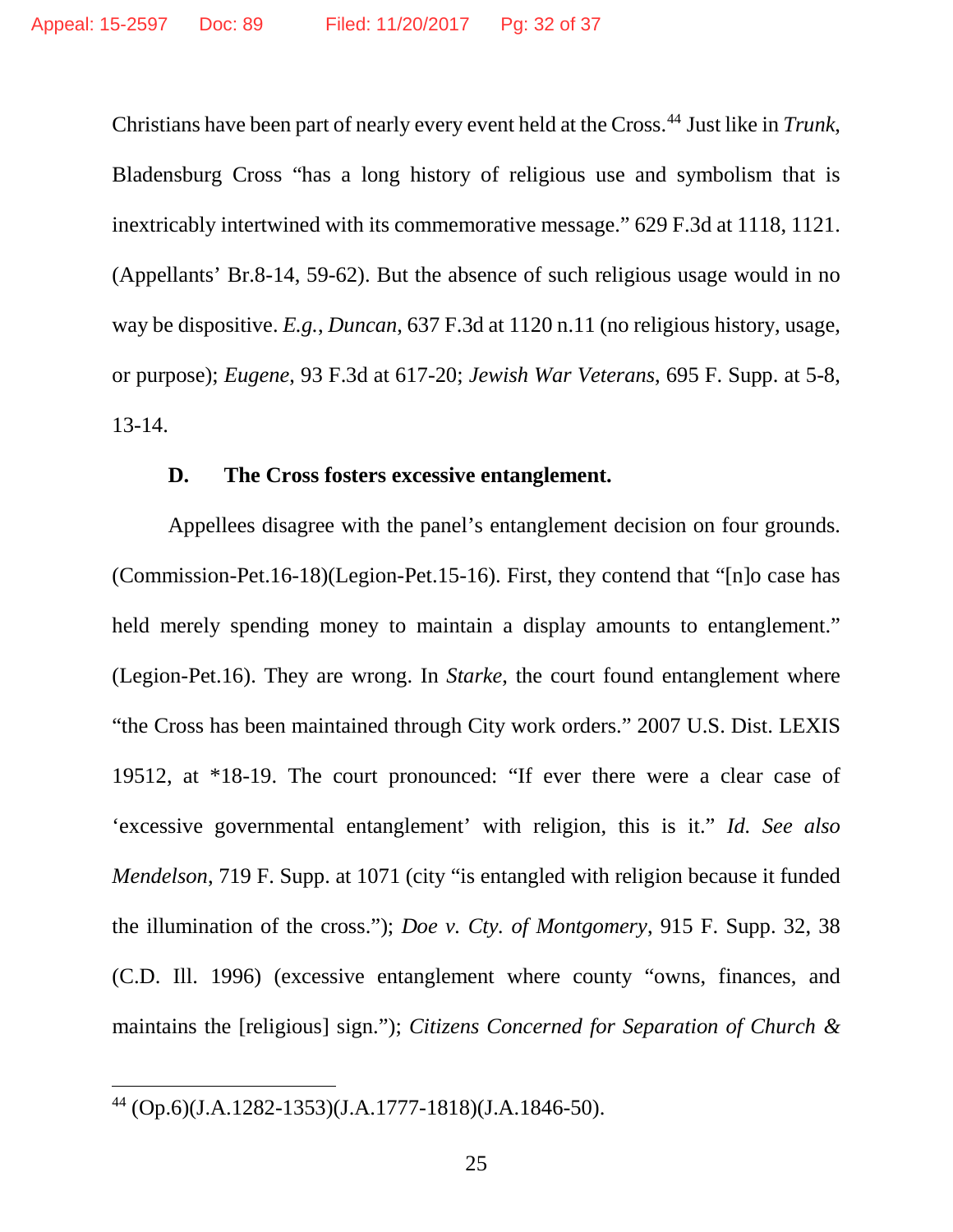Christians have been part of nearly every event held at the Cross.[44] Just like in *Trunk*, Bladensburg Cross "has a long history of religious use and symbolism that is inextricably intertwined with its commemorative message." 629 F.3d at 1118, 1121. (Appellants' Br.8-14, 59-62). But the absence of such religious usage would in no way be dispositive. *E.g.*, *Duncan*, 637 F.3d at 1120 n.11 (no religious history, usage, or purpose); *Eugene*, 93 F.3d at 617-20; *Jewish War Veterans*, 695 F. Supp. at 5-8, 13-14.

### D. The Cross fosters excessive entanglement.

Appellees disagree with the panel's entanglement decision on four grounds. (Commission-Pet.16-18)(Legion-Pet.15-16). First, they contend that "[n]o case has held merely spending money to maintain a display amounts to entanglement." (Legion-Pet.16). They are wrong. In *Starke*, the court found entanglement where "the Cross has been maintained through City work orders." 2007 U.S. Dist. LEXIS 19512, at *18-19. The court pronounced: "If ever there were a clear case of 'excessive governmental entanglement' with religion, this is it." *Id. See also Mendelson*, 719 F. Supp. at 1071 (city "is entangled with religion because it funded the illumination of the cross."); *Doe v. Cty. of Montgomery*, 915 F. Supp. 32, 38 (C.D. Ill. 1996) (excessive entanglement where county "owns, finances, and maintains the [religious] sign."); *Citizens Concerned for Separation of Church &*

---

[44] (Op.6)(J.A.1282-1353)(J.A.1777-1818)(J.A.1846-50).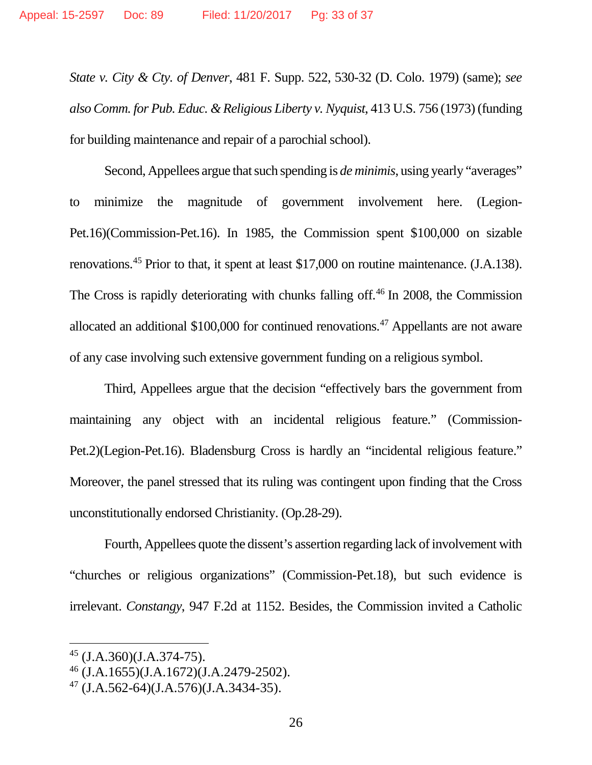*State v. City & Cty. of Denver*, 481 F. Supp. 522, 530-32 (D. Colo. 1979) (same); *see also Comm. for Pub. Educ. & Religious Liberty v. Nyquist*, 413 U.S. 756 (1973) (funding for building maintenance and repair of a parochial school).

Second, Appellees argue that such spending is *de minimis*, using yearly "averages" to minimize the magnitude of government involvement here. (Legion-Pet.16)(Commission-Pet.16). In 1985, the Commission spent $100,000 on sizable renovations.[45] Prior to that, it spent at least $17,000 on routine maintenance. (J.A.138). The Cross is rapidly deteriorating with chunks falling off.[46] In 2008, the Commission allocated an additional $100,000 for continued renovations.[47] Appellants are not aware of any case involving such extensive government funding on a religious symbol.

Third, Appellees argue that the decision "effectively bars the government from maintaining any object with an incidental religious feature." (Commission-Pet.2)(Legion-Pet.16). Bladensburg Cross is hardly an "incidental religious feature." Moreover, the panel stressed that its ruling was contingent upon finding that the Cross unconstitutionally endorsed Christianity. (Op.28-29).

Fourth, Appellees quote the dissent's assertion regarding lack of involvement with "churches or religious organizations" (Commission-Pet.18), but such evidence is irrelevant. *Constangy*, 947 F.2d at 1152. Besides, the Commission invited a Catholic

---

[45] (J.A.360)(J.A.374-75).

[46] (J.A.1655)(J.A.1672)(J.A.2479-2502).

[47] (J.A.562-64)(J.A.576)(J.A.3434-35).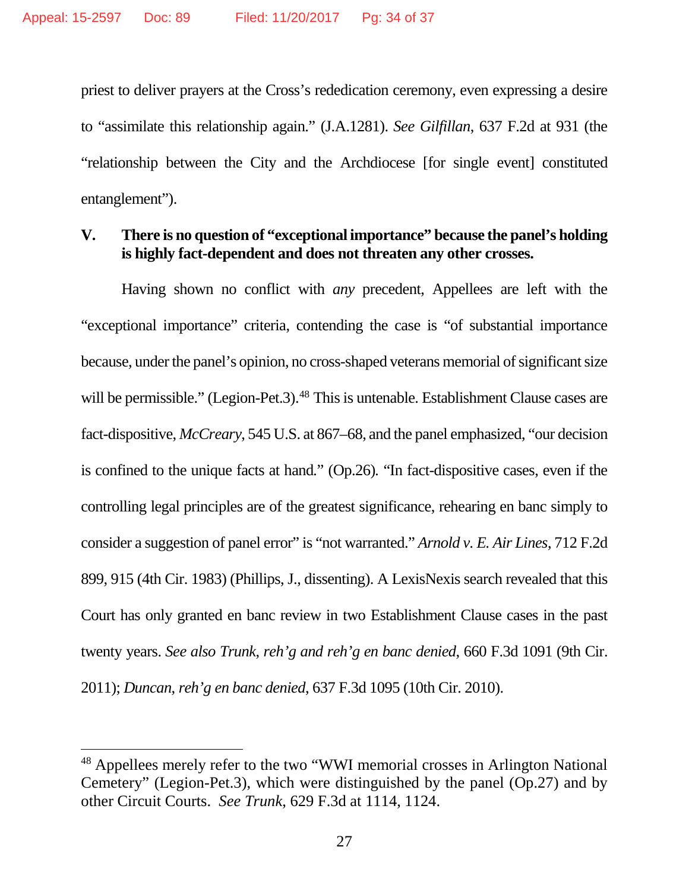priest to deliver prayers at the Cross's rededication ceremony, even expressing a desire to "assimilate this relationship again." (J.A.1281). *See Gilfillan*, 637 F.2d at 931 (the "relationship between the City and the Archdiocese [for single event] constituted entanglement").

## V. There is no question of "exceptional importance" because the panel's holding is highly fact-dependent and does not threaten any other crosses.

Having shown no conflict with *any* precedent, Appellees are left with the "exceptional importance" criteria, contending the case is "of substantial importance because, under the panel's opinion, no cross-shaped veterans memorial of significant size will be permissible." (Legion-Pet.3).[48] This is untenable. Establishment Clause cases are fact-dispositive, *McCreary*, 545 U.S. at 867–68, and the panel emphasized, "our decision is confined to the unique facts at hand." (Op.26). "In fact-dispositive cases, even if the controlling legal principles are of the greatest significance, rehearing en banc simply to consider a suggestion of panel error" is "not warranted." *Arnold v. E. Air Lines*, 712 F.2d 899, 915 (4th Cir. 1983) (Phillips, J., dissenting). A LexisNexis search revealed that this Court has only granted en banc review in two Establishment Clause cases in the past twenty years. *See also Trunk*, *reh'g and reh'g en banc denied*, 660 F.3d 1091 (9th Cir. 2011); *Duncan*, *reh'g en banc denied*, 637 F.3d 1095 (10th Cir. 2010).

---

[48] Appellees merely refer to the two "WWI memorial crosses in Arlington National Cemetery" (Legion-Pet.3), which were distinguished by the panel (Op.27) and by other Circuit Courts. *See Trunk*, 629 F.3d at 1114, 1124.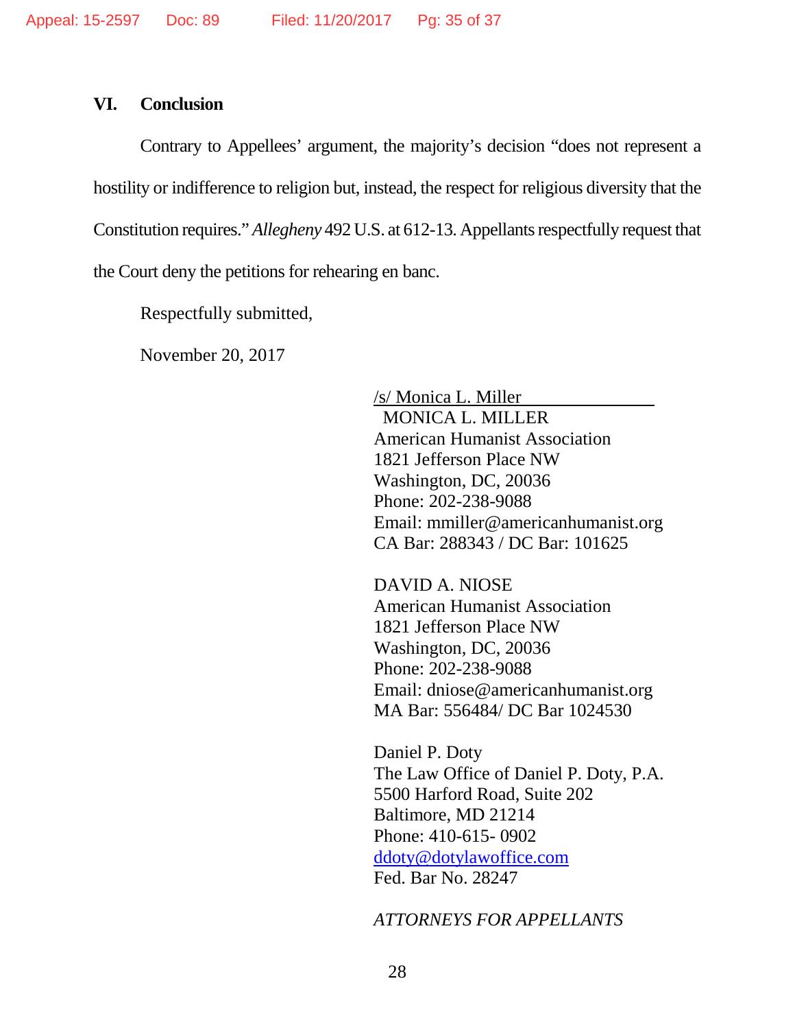## VI. Conclusion

Contrary to Appellees' argument, the majority's decision "does not represent a hostility or indifference to religion but, instead, the respect for religious diversity that the Constitution requires." *Allegheny* 492 U.S. at 612-13. Appellants respectfully request that the Court deny the petitions for rehearing en banc.

Respectfully submitted,

November 20, 2017

/s/ Monica L. Miller
MONICA L. MILLER
American Humanist Association
1821 Jefferson Place NW
Washington, DC, 20036
Phone: 202-238-9088
Email: mmiller@americanhumanist.org
CA Bar: 288343 / DC Bar: 101625

DAVID A. NIOSE
American Humanist Association
1821 Jefferson Place NW
Washington, DC, 20036
Phone: 202-238-9088
Email: dniose@americanhumanist.org
MA Bar: 556484/ DC Bar 1024530

Daniel P. Doty
The Law Office of Daniel P. Doty, P.A.
5500 Harford Road, Suite 202
Baltimore, MD 21214
Phone: 410-615- 0902
ddoty@dotylawoffice.com
Fed. Bar No. 28247

*ATTORNEYS FOR APPELLANTS*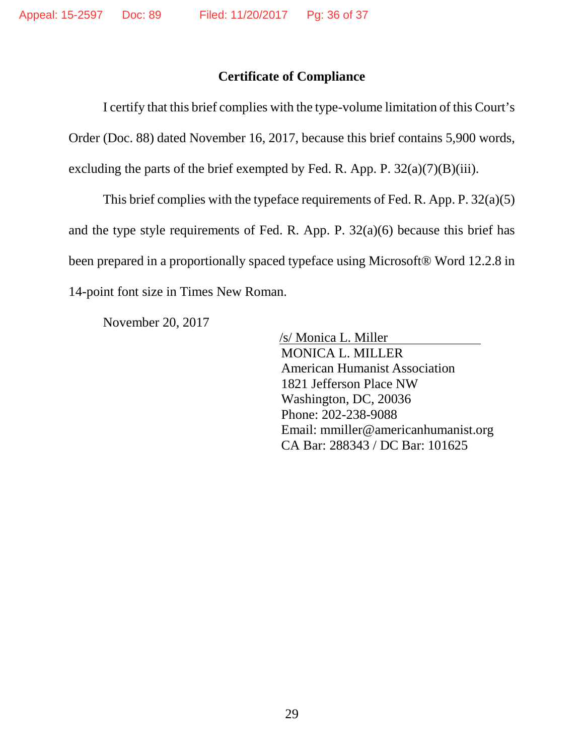## Certificate of Compliance

I certify that this brief complies with the type-volume limitation of this Court's Order (Doc. 88) dated November 16, 2017, because this brief contains 5,900 words, excluding the parts of the brief exempted by Fed. R. App. P. 32(a)(7)(B)(iii).

This brief complies with the typeface requirements of Fed. R. App. P. 32(a)(5) and the type style requirements of Fed. R. App. P. 32(a)(6) because this brief has been prepared in a proportionally spaced typeface using Microsoft® Word 12.2.8 in 14-point font size in Times New Roman.

November 20, 2017

/s/ Monica L. Miller
MONICA L. MILLER
American Humanist Association
1821 Jefferson Place NW
Washington, DC, 20036
Phone: 202-238-9088
Email: mmiller@americanhumanist.org
CA Bar: 288343 / DC Bar: 101625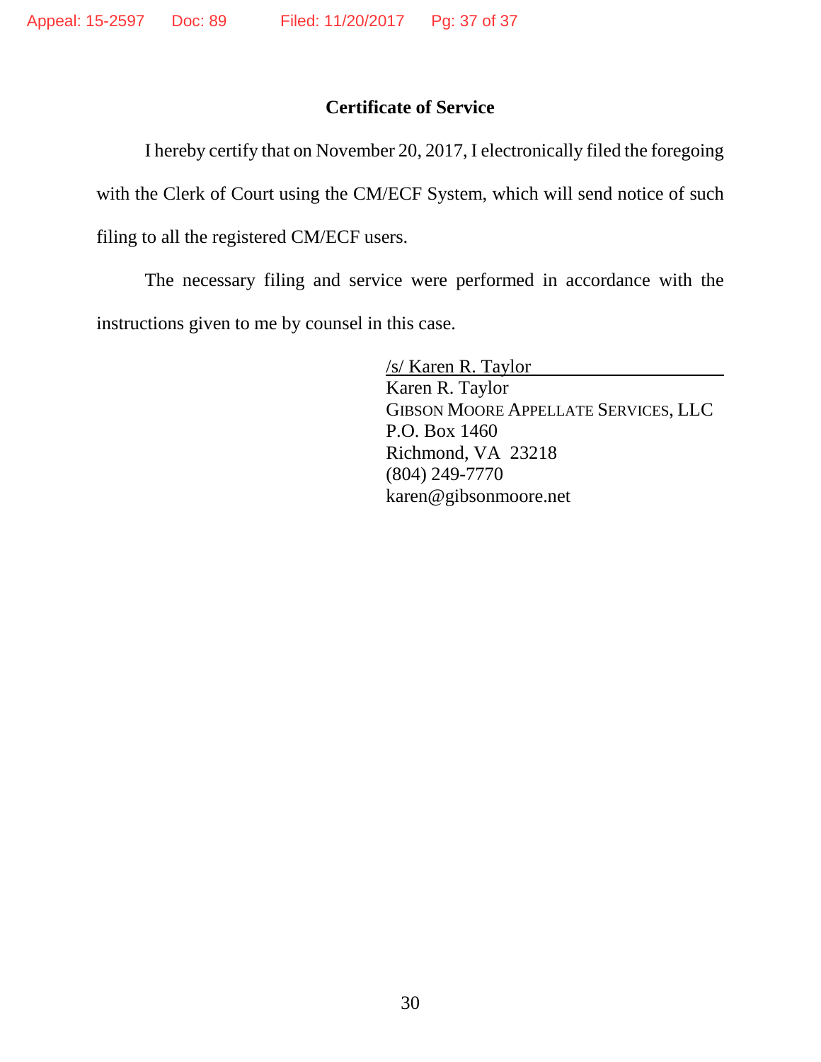## Certificate of Service

I hereby certify that on November 20, 2017, I electronically filed the foregoing with the Clerk of Court using the CM/ECF System, which will send notice of such filing to all the registered CM/ECF users.

The necessary filing and service were performed in accordance with the instructions given to me by counsel in this case.

/s/ Karen R. Taylor
Karen R. Taylor
GIBSON MOORE APPELLATE SERVICES, LLC
P.O. Box 1460
Richmond, VA 23218
(804) 249-7770
karen@gibsonmoore.net